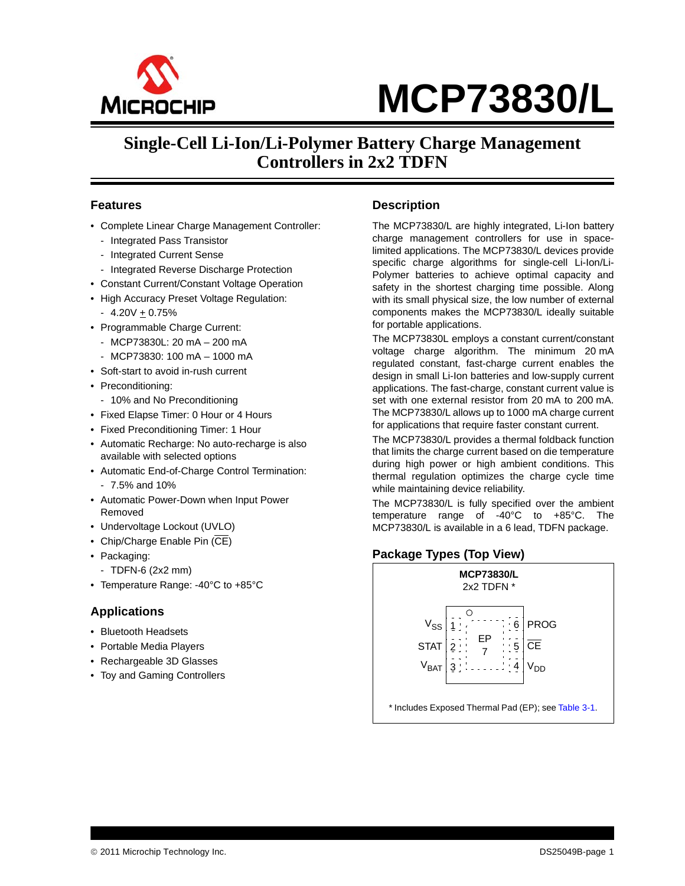# MCP73830/L

## Single-Cell Li-Ion/Li-Polymer Battery Charge Management Controllers in 2x2 TDFN

### Features

- Complete Linear Charge Management Controller:
  - Integrated Pass Transistor
  - Integrated Current Sense
  - Integrated Reverse Discharge Protection
- Constant Current/Constant Voltage Operation
- High Accuracy Preset Voltage Regulation:
  - 4.20V ± 0.75%
- Programmable Charge Current:
  - MCP73830L: 20 mA – 200 mA
  - MCP73830: 100 mA – 1000 mA
- Soft-start to avoid in-rush current
- Preconditioning:
  - 10% and No Preconditioning
- Fixed Elapse Timer: 0 Hour or 4 Hours
- Fixed Preconditioning Timer: 1 Hour
- Automatic Recharge: No auto-recharge is also available with selected options
- Automatic End-of-Charge Control Termination:
  - 7.5% and 10%
- Automatic Power-Down when Input Power Removed
- Undervoltage Lockout (UVLO)
- Chip/Charge Enable Pin ($\overline{CE}$)
- Packaging:
  - TDFN-6 (2x2 mm)
- Temperature Range: -40°C to +85°C

### Applications

- Bluetooth Headsets
- Portable Media Players
- Rechargeable 3D Glasses
- Toy and Gaming Controllers

### Description

The MCP73830/L are highly integrated, Li-Ion battery charge management controllers for use in space-limited applications. The MCP73830/L devices provide specific charge algorithms for single-cell Li-Ion/Li-Polymer batteries to achieve optimal capacity and safety in the shortest charging time possible. Along with its small physical size, the low number of external components makes the MCP73830/L ideally suitable for portable applications.

The MCP73830L employs a constant current/constant voltage charge algorithm. The minimum 20 mA regulated constant, fast-charge current enables the design in small Li-Ion batteries and low-supply current applications. The fast-charge, constant current value is set with one external resistor from 20 mA to 200 mA. The MCP73830/L allows up to 1000 mA charge current for applications that require faster constant current.

The MCP73830/L provides a thermal foldback function that limits the charge current based on die temperature during high power or high ambient conditions. This thermal regulation optimizes the charge cycle time while maintaining device reliability.

The MCP73830/L is fully specified over the ambient temperature range of -40°C to +85°C. The MCP73830/L is available in a 6 lead, TDFN package.

### Package Types (Top View)

**MCP73830/L**
2x2 TDFN *

| Pin | Left Side | | Right Side | Pin |
|---|---|---|---|---|
| 1 | $V_{SS}$ | EP 7 | PROG | 6 |
| 2 | STAT | | $\overline{CE}$ | 5 |
| 3 | $V_{BAT}$ | | $V_{DD}$ | 4 |

\* Includes Exposed Thermal Pad (EP); see Table 3-1.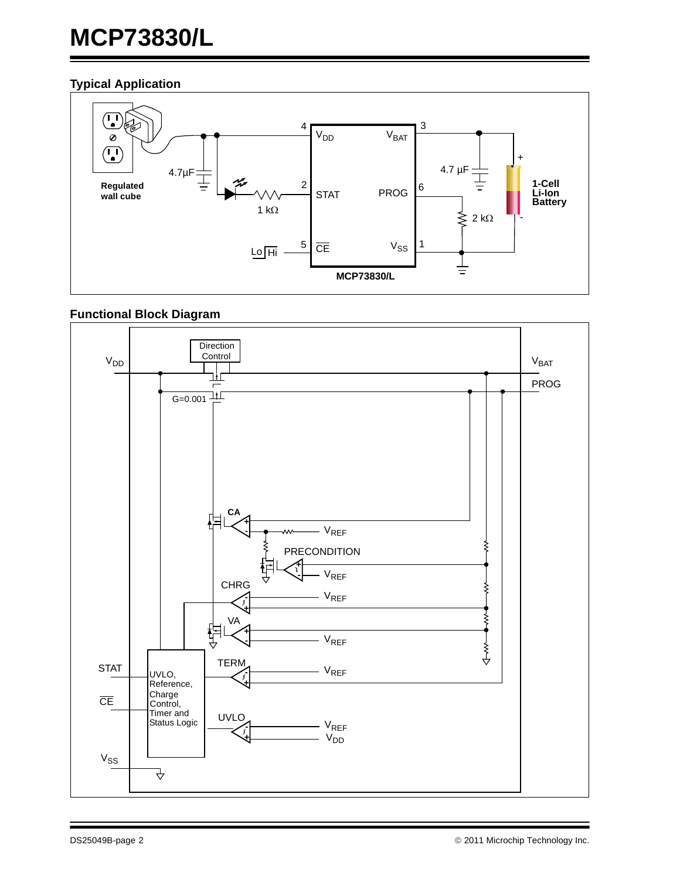## Typical Application

## Functional Block Diagram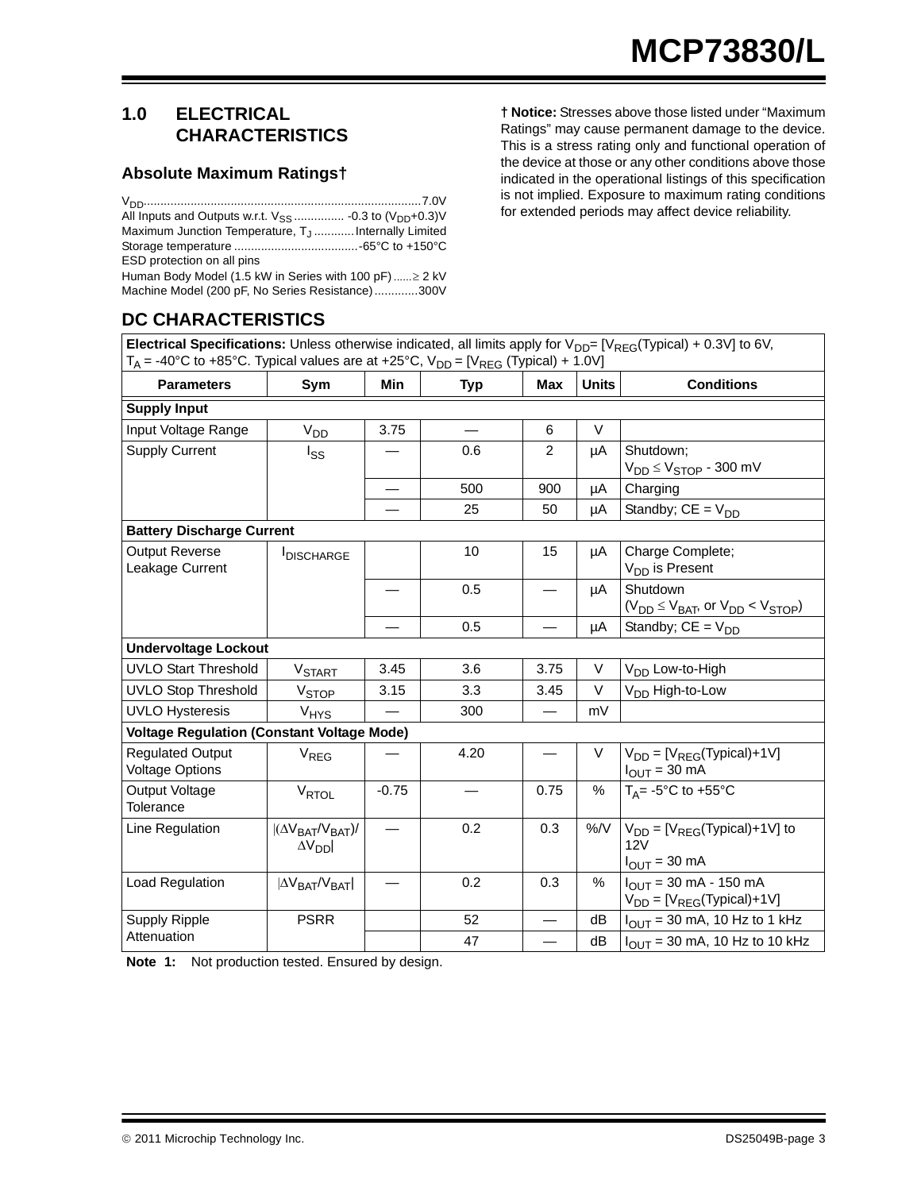## 1.0 ELECTRICAL CHARACTERISTICS

### Absolute Maximum Ratings†

$V_{DD}$ .................................................................................. 7.0V
All Inputs and Outputs w.r.t. $V_{SS}$ ............... -0.3 to ($V_{DD}$+0.3)V
Maximum Junction Temperature, $T_J$ ............ Internally Limited
Storage temperature ..................................... -65°C to +150°C
ESD protection on all pins
Human Body Model (1.5 kW in Series with 100 pF) ...... ≥ 2 kV
Machine Model (200 pF, No Series Resistance) ............. 300V

**† Notice:** Stresses above those listed under “Maximum Ratings” may cause permanent damage to the device. This is a stress rating only and functional operation of the device at those or any other conditions above those indicated in the operational listings of this specification is not implied. Exposure to maximum rating conditions for extended periods may affect device reliability.

## DC CHARACTERISTICS

**Electrical Specifications:** Unless otherwise indicated, all limits apply for $V_{DD}$= [$V_{REG}$(Typical) + 0.3V] to 6V, $T_A$ = -40°C to +85°C. Typical values are at +25°C, $V_{DD}$ = [$V_{REG}$ (Typical) + 1.0V]

| Parameters | Sym | Min | Typ | Max | Units | Conditions |
|---|---|---|---|---|---|---|
| **Supply Input** | | | | | | |
| Input Voltage Range | $V_{DD}$ | 3.75 | — | 6 | V | |
| Supply Current | $I_{SS}$ | — | 0.6 | 2 | µA | Shutdown; $V_{DD} \leq V_{STOP}$ - 300 mV |
| | | — | 500 | 900 | µA | Charging |
| | | — | 25 | 50 | µA | Standby; CE = $V_{DD}$ |
| **Battery Discharge Current** | | | | | | |
| Output Reverse Leakage Current | $I_{DISCHARGE}$ | | 10 | 15 | µA | Charge Complete; $V_{DD}$ is Present |
| | | — | 0.5 | — | µA | Shutdown ($V_{DD} \leq V_{BAT}$, or $V_{DD} < V_{STOP}$) |
| | | — | 0.5 | — | µA | Standby; CE = $V_{DD}$ |
| **Undervoltage Lockout** | | | | | | |
| UVLO Start Threshold | $V_{START}$ | 3.45 | 3.6 | 3.75 | V | $V_{DD}$ Low-to-High |
| UVLO Stop Threshold | $V_{STOP}$ | 3.15 | 3.3 | 3.45 | V | $V_{DD}$ High-to-Low |
| UVLO Hysteresis | $V_{HYS}$ | — | 300 | — | mV | |
| **Voltage Regulation (Constant Voltage Mode)** | | | | | | |
| Regulated Output Voltage Options | $V_{REG}$ | — | 4.20 | — | V | $V_{DD}$ = [$V_{REG}$(Typical)+1V] $I_{OUT}$ = 30 mA |
| Output Voltage Tolerance | $V_{RTOL}$ | -0.75 | — | 0.75 | % | $T_A$= -5°C to +55°C |
| Line Regulation | $\lvert(\Delta V_{BAT}/V_{BAT})/\Delta V_{DD}\rvert$ | — | 0.2 | 0.3 | %/V | $V_{DD}$ = [$V_{REG}$(Typical)+1V] to 12V $I_{OUT}$ = 30 mA |
| Load Regulation | $\lvert\Delta V_{BAT}/V_{BAT}\rvert$ | — | 0.2 | 0.3 | % | $I_{OUT}$ = 30 mA - 150 mA $V_{DD}$ = [$V_{REG}$(Typical)+1V] |
| Supply Ripple Attenuation | PSRR | | 52 | — | dB | $I_{OUT}$ = 30 mA, 10 Hz to 1 kHz |
| | | | 47 | — | dB | $I_{OUT}$ = 30 mA, 10 Hz to 10 kHz |

**Note 1:** Not production tested. Ensured by design.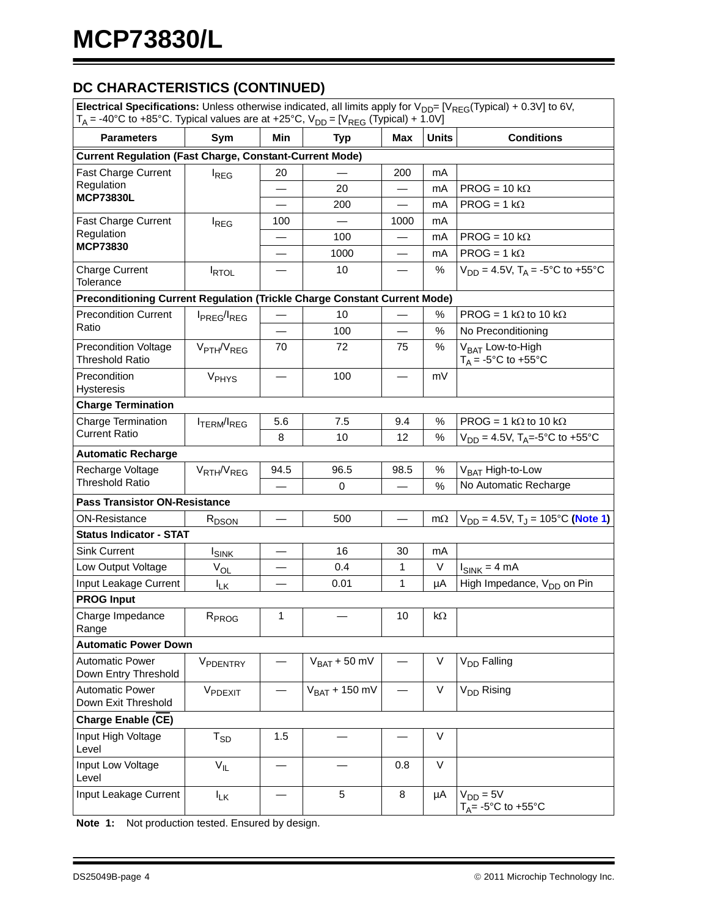## DC CHARACTERISTICS (CONTINUED)

| **Electrical Specifications:** Unless otherwise indicated, all limits apply for $V_{DD}$= [$V_{REG}$(Typical) + 0.3V] to 6V, $T_A$ = -40°C to +85°C. Typical values are at +25°C, $V_{DD}$ = [$V_{REG}$ (Typical) + 1.0V] | | | | | | |
|---|---|---|---|---|---|---|
| **Parameters** | **Sym** | **Min** | **Typ** | **Max** | **Units** | **Conditions** |
| **Current Regulation (Fast Charge, Constant-Current Mode)** | | | | | | |
| Fast Charge Current Regulation **MCP73830L** | $I_{REG}$ | 20 | — | 200 | mA | |
| | | — | 20 | — | mA | PROG = 10 kΩ |
| | | — | 200 | — | mA | PROG = 1 kΩ |
| Fast Charge Current Regulation **MCP73830** | $I_{REG}$ | 100 | — | 1000 | mA | |
| | | — | 100 | — | mA | PROG = 10 kΩ |
| | | — | 1000 | — | mA | PROG = 1 kΩ |
| Charge Current Tolerance | $I_{RTOL}$ | — | 10 | — | % | $V_{DD}$ = 4.5V, $T_A$ = -5°C to +55°C |
| **Preconditioning Current Regulation (Trickle Charge Constant Current Mode)** | | | | | | |
| Precondition Current Ratio | $I_{PREG}/I_{REG}$ | — | 10 | — | % | PROG = 1 kΩ to 10 kΩ |
| | | — | 100 | — | % | No Preconditioning |
| Precondition Voltage Threshold Ratio | $V_{PTH}/V_{REG}$ | 70 | 72 | 75 | % | $V_{BAT}$ Low-to-High $T_A$ = -5°C to +55°C |
| Precondition Hysteresis | $V_{PHYS}$ | — | 100 | — | mV | |
| **Charge Termination** | | | | | | |
| Charge Termination Current Ratio | $I_{TERM}/I_{REG}$ | 5.6 | 7.5 | 9.4 | % | PROG = 1 kΩ to 10 kΩ |
| | | 8 | 10 | 12 | % | $V_{DD}$ = 4.5V, $T_A$=-5°C to +55°C |
| **Automatic Recharge** | | | | | | |
| Recharge Voltage Threshold Ratio | $V_{RTH}/V_{REG}$ | 94.5 | 96.5 | 98.5 | % | $V_{BAT}$ High-to-Low |
| | | — | 0 | — | % | No Automatic Recharge |
| **Pass Transistor ON-Resistance** | | | | | | |
| ON-Resistance | $R_{DSON}$ | — | 500 | — | mΩ | $V_{DD}$ = 4.5V, $T_J$ = 105°C **(Note 1)** |
| **Status Indicator - STAT** | | | | | | |
| Sink Current | $I_{SINK}$ | — | 16 | 30 | mA | |
| Low Output Voltage | $V_{OL}$ | — | 0.4 | 1 | V | $I_{SINK}$ = 4 mA |
| Input Leakage Current | $I_{LK}$ | — | 0.01 | 1 | µA | High Impedance, $V_{DD}$ on Pin |
| **PROG Input** | | | | | | |
| Charge Impedance Range | $R_{PROG}$ | 1 | — | 10 | kΩ | |
| **Automatic Power Down** | | | | | | |
| Automatic Power Down Entry Threshold | $V_{PDENTRY}$ | — | $V_{BAT}$ + 50 mV | — | V | $V_{DD}$ Falling |
| Automatic Power Down Exit Threshold | $V_{PDEXIT}$ | — | $V_{BAT}$ + 150 mV | — | V | $V_{DD}$ Rising |
| **Charge Enable ($\overline{CE}$)** | | | | | | |
| Input High Voltage Level | $T_{SD}$ | 1.5 | — | — | V | |
| Input Low Voltage Level | $V_{IL}$ | — | — | 0.8 | V | |
| Input Leakage Current | $I_{LK}$ | — | 5 | 8 | µA | $V_{DD}$ = 5V $T_A$= -5°C to +55°C |

**Note 1:** Not production tested. Ensured by design.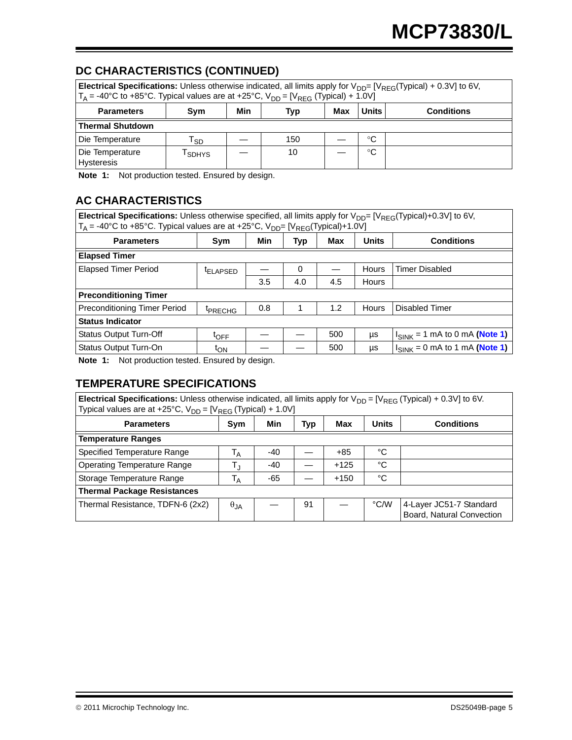## DC CHARACTERISTICS (CONTINUED)

| **Electrical Specifications:** Unless otherwise indicated, all limits apply for $V_{DD}$= [$V_{REG}$(Typical) + 0.3V] to 6V, $T_A$ = -40°C to +85°C. Typical values are at +25°C, $V_{DD}$ = [$V_{REG}$ (Typical) + 1.0V] | | | | | | |
|---|---|---|---|---|---|---|
| **Parameters** | **Sym** | **Min** | **Typ** | **Max** | **Units** | **Conditions** |
| **Thermal Shutdown** | | | | | | |
| Die Temperature | $T_{SD}$ | — | 150 | — | °C | |
| Die Temperature Hysteresis | $T_{SDHYS}$ | — | 10 | — | °C | |

**Note 1:** Not production tested. Ensured by design.

## AC CHARACTERISTICS

| **Electrical Specifications:** Unless otherwise specified, all limits apply for $V_{DD}$= [$V_{REG}$(Typical)+0.3V] to 6V, $T_A$ = -40°C to +85°C. Typical values are at +25°C, $V_{DD}$= [$V_{REG}$(Typical)+1.0V] | | | | | | |
|---|---|---|---|---|---|---|
| **Parameters** | **Sym** | **Min** | **Typ** | **Max** | **Units** | **Conditions** |
| **Elapsed Timer** | | | | | | |
| Elapsed Timer Period | $t_{ELAPSED}$ | — | 0 | — | Hours | Timer Disabled |
| | | 3.5 | 4.0 | 4.5 | Hours | |
| **Preconditioning Timer** | | | | | | |
| Preconditioning Timer Period | $t_{PRECHG}$ | 0.8 | 1 | 1.2 | Hours | Disabled Timer |
| **Status Indicator** | | | | | | |
| Status Output Turn-Off | $t_{OFF}$ | — | — | 500 | µs | $I_{SINK}$ = 1 mA to 0 mA **(Note 1)** |
| Status Output Turn-On | $t_{ON}$ | — | — | 500 | µs | $I_{SINK}$ = 0 mA to 1 mA **(Note 1)** |

**Note 1:** Not production tested. Ensured by design.

## TEMPERATURE SPECIFICATIONS

| **Electrical Specifications:** Unless otherwise indicated, all limits apply for $V_{DD}$ = [$V_{REG}$ (Typical) + 0.3V] to 6V. Typical values are at +25°C, $V_{DD}$ = [$V_{REG}$ (Typical) + 1.0V] | | | | | | |
|---|---|---|---|---|---|---|
| **Parameters** | **Sym** | **Min** | **Typ** | **Max** | **Units** | **Conditions** |
| **Temperature Ranges** | | | | | | |
| Specified Temperature Range | $T_A$ | -40 | — | +85 | °C | |
| Operating Temperature Range | $T_J$ | -40 | — | +125 | °C | |
| Storage Temperature Range | $T_A$ | -65 | — | +150 | °C | |
| **Thermal Package Resistances** | | | | | | |
| Thermal Resistance, TDFN-6 (2x2) | $\theta_{JA}$ | — | 91 | — | °C/W | 4-Layer JC51-7 Standard Board, Natural Convection |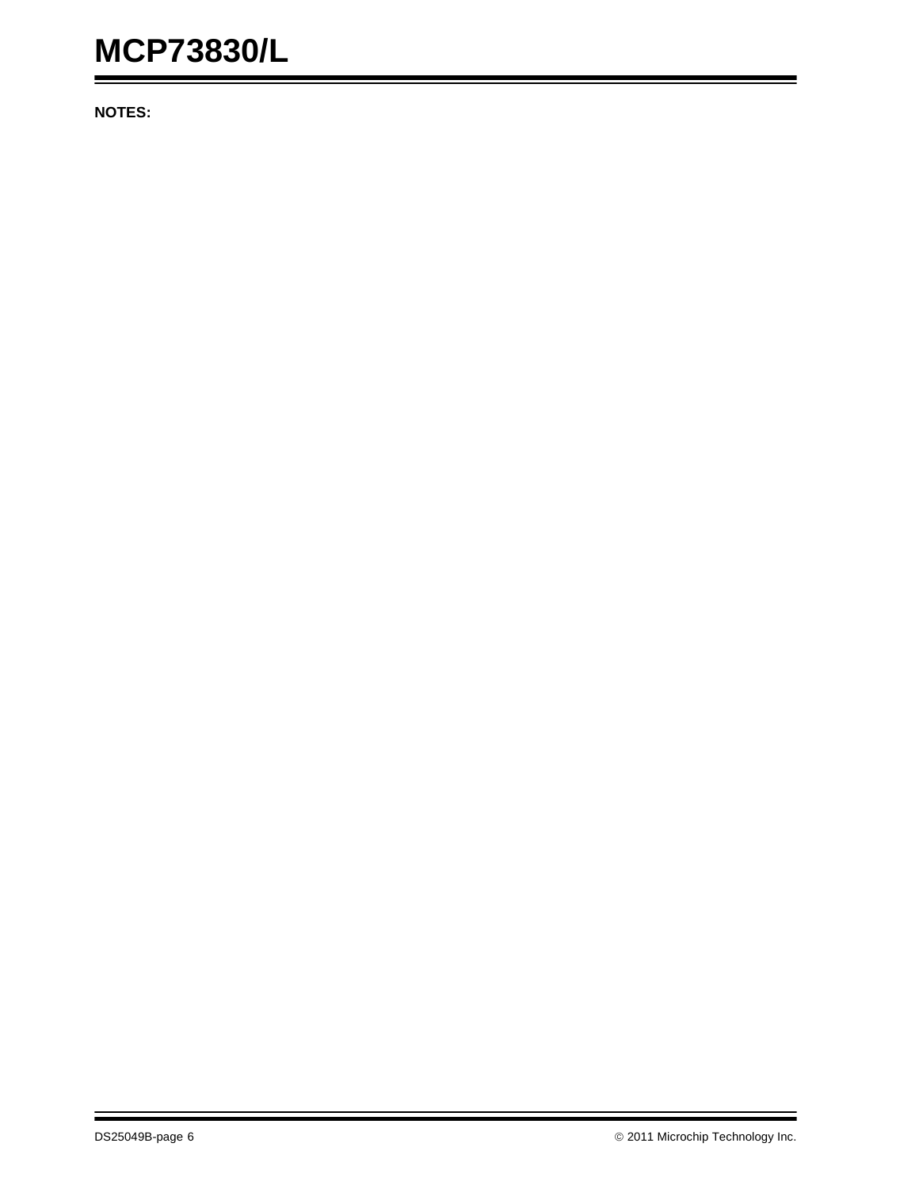**NOTES:**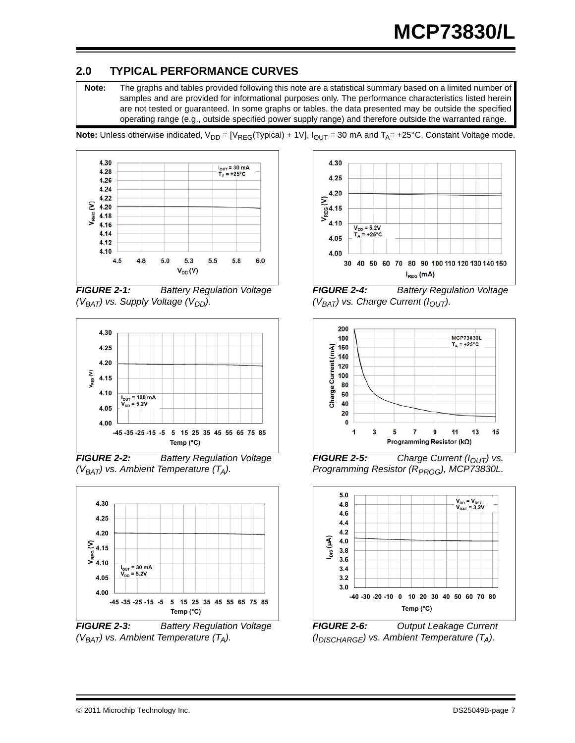## 2.0 TYPICAL PERFORMANCE CURVES

**Note:** The graphs and tables provided following this note are a statistical summary based on a limited number of samples and are provided for informational purposes only. The performance characteristics listed herein are not tested or guaranteed. In some graphs or tables, the data presented may be outside the specified operating range (e.g., outside specified power supply range) and therefore outside the warranted range.

**Note:** Unless otherwise indicated, $V_{DD}$ = [$V_{REG}$(Typical) + 1V], $I_{OUT}$ = 30 mA and $T_A$= +25°C, Constant Voltage mode.

***FIGURE 2-1:*** *Battery Regulation Voltage ($V_{BAT}$) vs. Supply Voltage ($V_{DD}$).*

***FIGURE 2-2:*** *Battery Regulation Voltage ($V_{BAT}$) vs. Ambient Temperature ($T_A$).*

***FIGURE 2-3:*** *Battery Regulation Voltage ($V_{BAT}$) vs. Ambient Temperature ($T_A$).*

***FIGURE 2-4:*** *Battery Regulation Voltage ($V_{BAT}$) vs. Charge Current ($I_{OUT}$).*

***FIGURE 2-5:*** *Charge Current ($I_{OUT}$) vs. Programming Resistor ($R_{PROG}$), MCP73830L.*

***FIGURE 2-6:*** *Output Leakage Current ($I_{DISCHARGE}$) vs. Ambient Temperature ($T_A$).*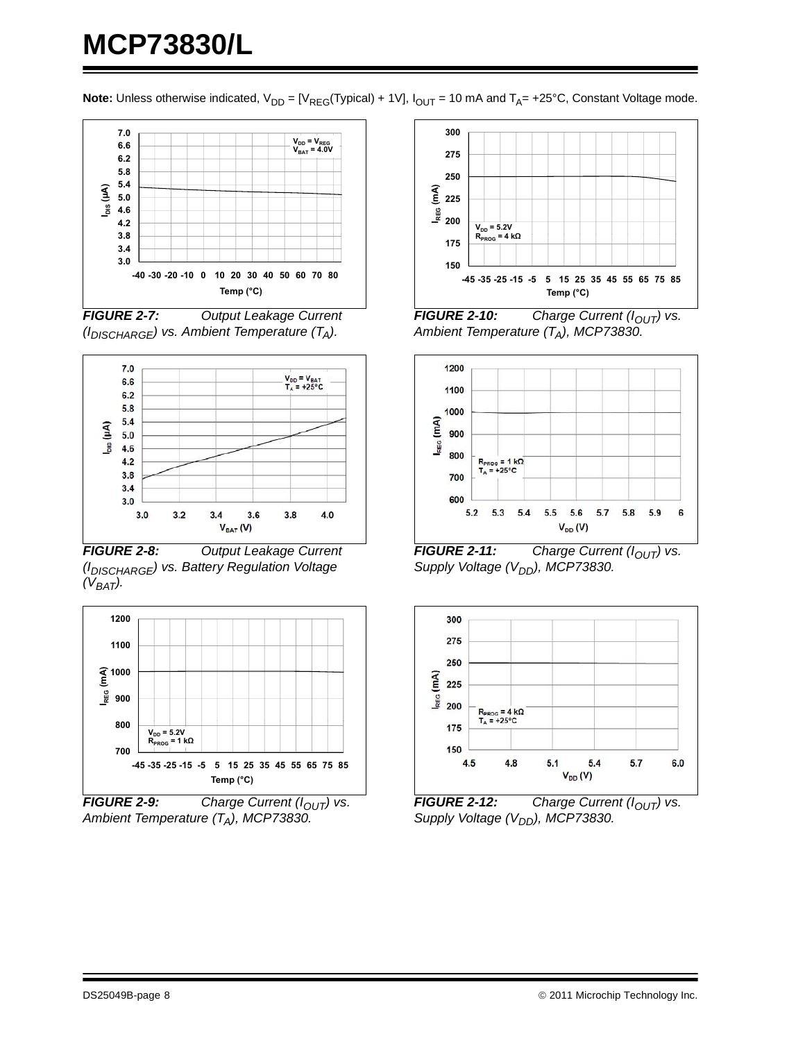**Note:** Unless otherwise indicated, $V_{DD}$ = [$V_{REG}$(Typical) + 1V], $I_{OUT}$ = 10 mA and $T_A$= +25°C, Constant Voltage mode.

**FIGURE 2-7:** *Output Leakage Current ($I_{DISCHARGE}$) vs. Ambient Temperature ($T_A$).*

**FIGURE 2-8:** *Output Leakage Current ($I_{DISCHARGE}$) vs. Battery Regulation Voltage ($V_{BAT}$).*

**FIGURE 2-9:** *Charge Current ($I_{OUT}$) vs. Ambient Temperature ($T_A$), MCP73830.*

**FIGURE 2-10:** *Charge Current ($I_{OUT}$) vs. Ambient Temperature ($T_A$), MCP73830.*

**FIGURE 2-11:** *Charge Current ($I_{OUT}$) vs. Supply Voltage ($V_{DD}$), MCP73830.*

**FIGURE 2-12:** *Charge Current ($I_{OUT}$) vs. Supply Voltage ($V_{DD}$), MCP73830.*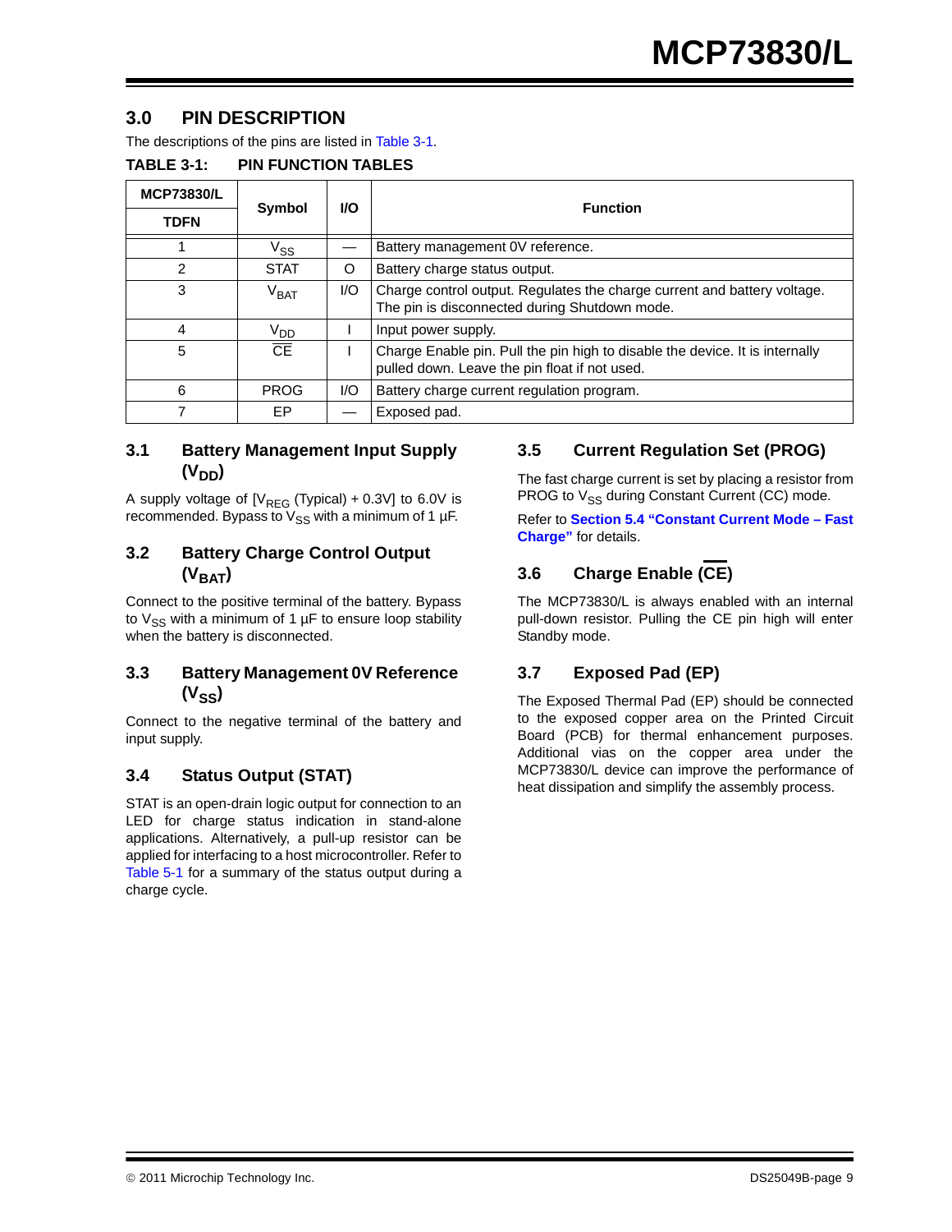## 3.0 PIN DESCRIPTION

The descriptions of the pins are listed in Table 3-1.

**TABLE 3-1: PIN FUNCTION TABLES**

| MCP73830/L TDFN | Symbol | I/O | Function |
|---|---|---|---|
| 1 | $V_{SS}$ | — | Battery management 0V reference. |
| 2 | STAT | O | Battery charge status output. |
| 3 | $V_{BAT}$ | I/O | Charge control output. Regulates the charge current and battery voltage. The pin is disconnected during Shutdown mode. |
| 4 | $V_{DD}$ | I | Input power supply. |
| 5 | $\overline{CE}$ | I | Charge Enable pin. Pull the pin high to disable the device. It is internally pulled down. Leave the pin float if not used. |
| 6 | PROG | I/O | Battery charge current regulation program. |
| 7 | EP | — | Exposed pad. |

### 3.1 Battery Management Input Supply ($V_{DD}$)

A supply voltage of [$V_{REG}$ (Typical) + 0.3V] to 6.0V is recommended. Bypass to $V_{SS}$ with a minimum of 1 µF.

### 3.2 Battery Charge Control Output ($V_{BAT}$)

Connect to the positive terminal of the battery. Bypass to $V_{SS}$ with a minimum of 1 µF to ensure loop stability when the battery is disconnected.

### 3.3 Battery Management 0V Reference ($V_{SS}$)

Connect to the negative terminal of the battery and input supply.

### 3.4 Status Output (STAT)

STAT is an open-drain logic output for connection to an LED for charge status indication in stand-alone applications. Alternatively, a pull-up resistor can be applied for interfacing to a host microcontroller. Refer to Table 5-1 for a summary of the status output during a charge cycle.

### 3.5 Current Regulation Set (PROG)

The fast charge current is set by placing a resistor from PROG to $V_{SS}$ during Constant Current (CC) mode.

Refer to **Section 5.4 "Constant Current Mode – Fast Charge"** for details.

### 3.6 Charge Enable ($\overline{CE}$)

The MCP73830/L is always enabled with an internal pull-down resistor. Pulling the CE pin high will enter Standby mode.

### 3.7 Exposed Pad (EP)

The Exposed Thermal Pad (EP) should be connected to the exposed copper area on the Printed Circuit Board (PCB) for thermal enhancement purposes. Additional vias on the copper area under the MCP73830/L device can improve the performance of heat dissipation and simplify the assembly process.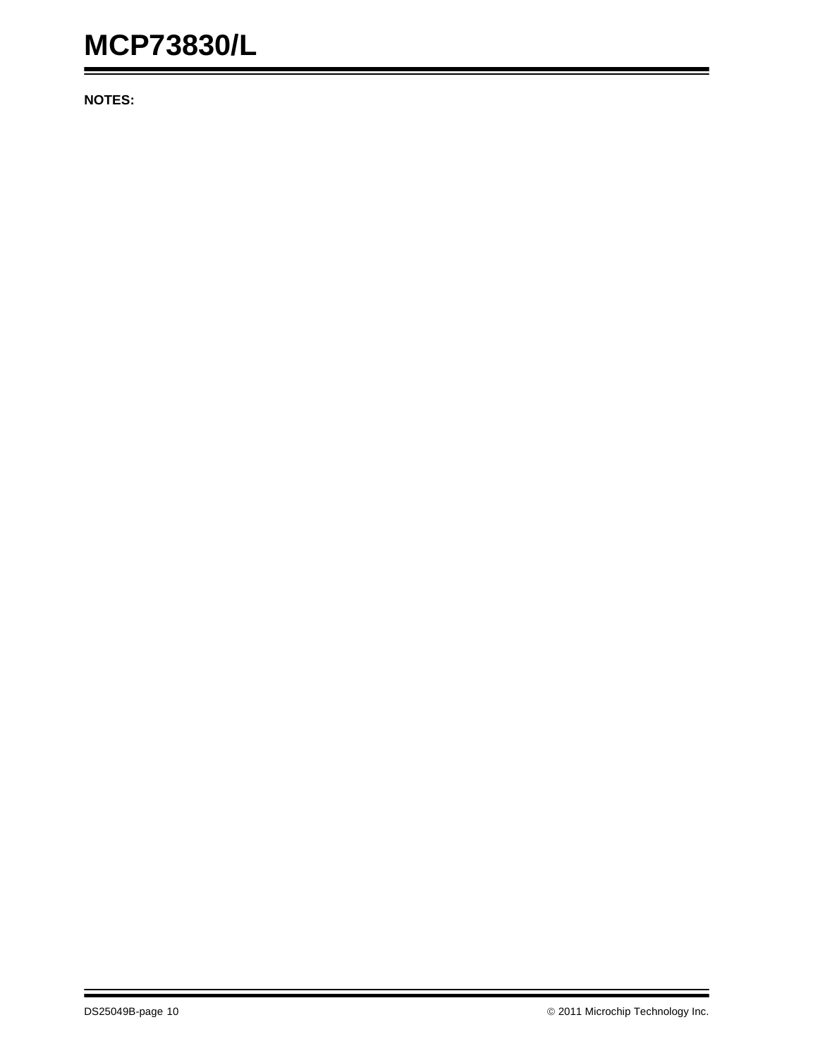**NOTES:**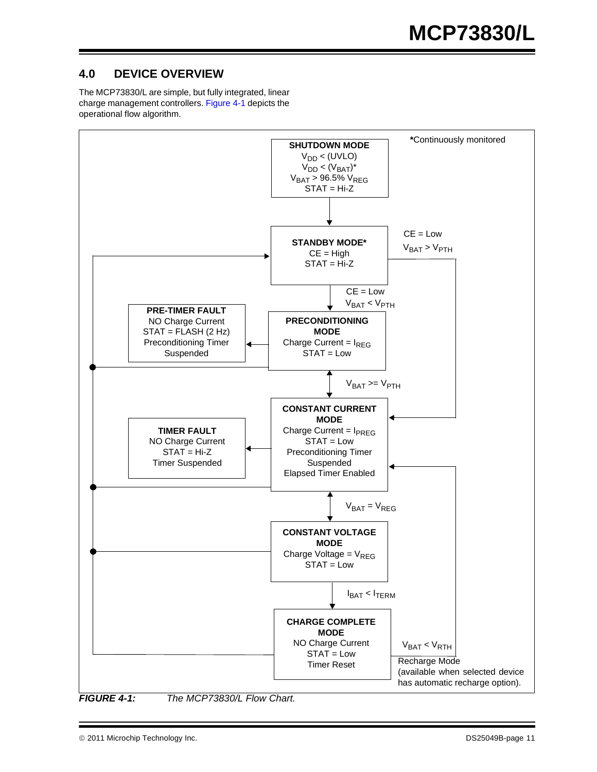## 4.0 DEVICE OVERVIEW

The MCP73830/L are simple, but fully integrated, linear charge management controllers. Figure 4-1 depicts the operational flow algorithm.

**SHUTDOWN MODE**
$V_{DD}$ < (UVLO)
$V_{DD}$ < ($V_{BAT}$)*
$V_{BAT}$ > 96.5% $V_{REG}$
STAT = Hi-Z

*Continuously monitored

**STANDBY MODE***
CE = High
STAT = Hi-Z

CE = Low
$V_{BAT}$ > $V_{PTH}$

CE = Low
$V_{BAT}$ < $V_{PTH}$

**PRE-TIMER FAULT**
NO Charge Current
STAT = FLASH (2 Hz)
Preconditioning Timer Suspended

**PRECONDITIONING MODE**
Charge Current = $I_{REG}$
STAT = Low

$V_{BAT}$ >= $V_{PTH}$

**TIMER FAULT**
NO Charge Current
STAT = Hi-Z
Timer Suspended

**CONSTANT CURRENT MODE**
Charge Current = $I_{PREG}$
STAT = Low
Preconditioning Timer Suspended
Elapsed Timer Enabled

$V_{BAT}$ = $V_{REG}$

**CONSTANT VOLTAGE MODE**
Charge Voltage = $V_{REG}$
STAT = Low

$I_{BAT}$ < $I_{TERM}$

**CHARGE COMPLETE MODE**
NO Charge Current
STAT = Low
Timer Reset

$V_{BAT}$ < $V_{RTH}$
Recharge Mode
(available when selected device has automatic recharge option).

*FIGURE 4-1: The MCP73830/L Flow Chart.*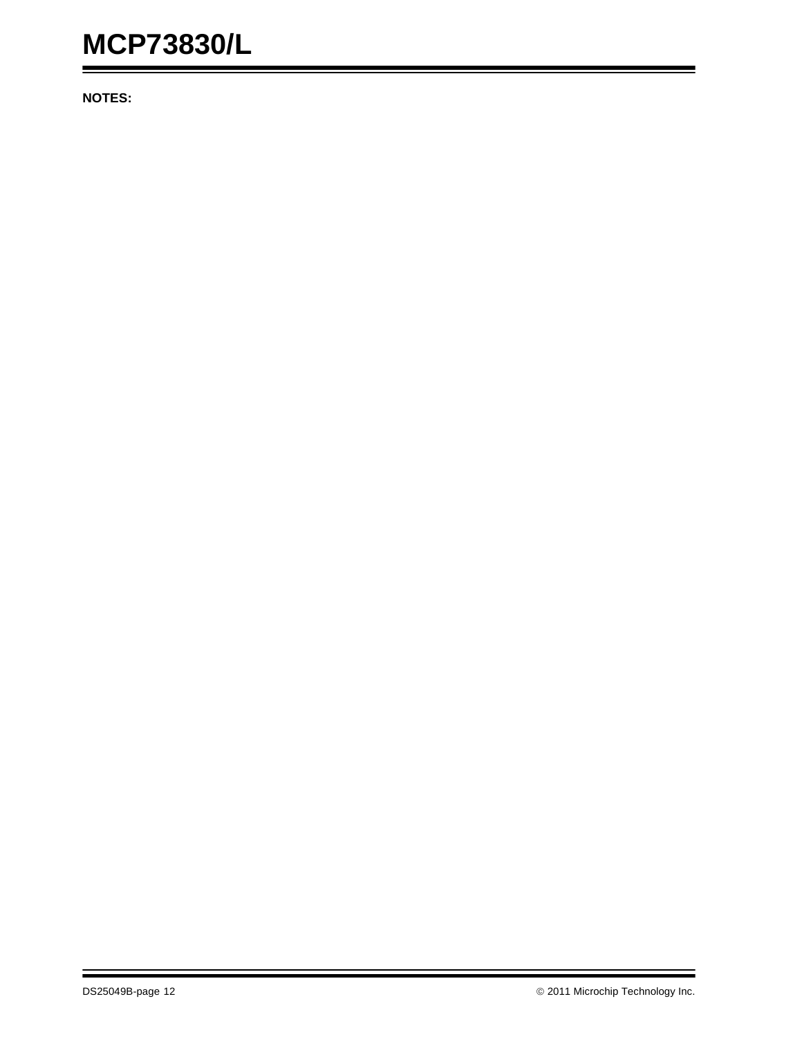**NOTES:**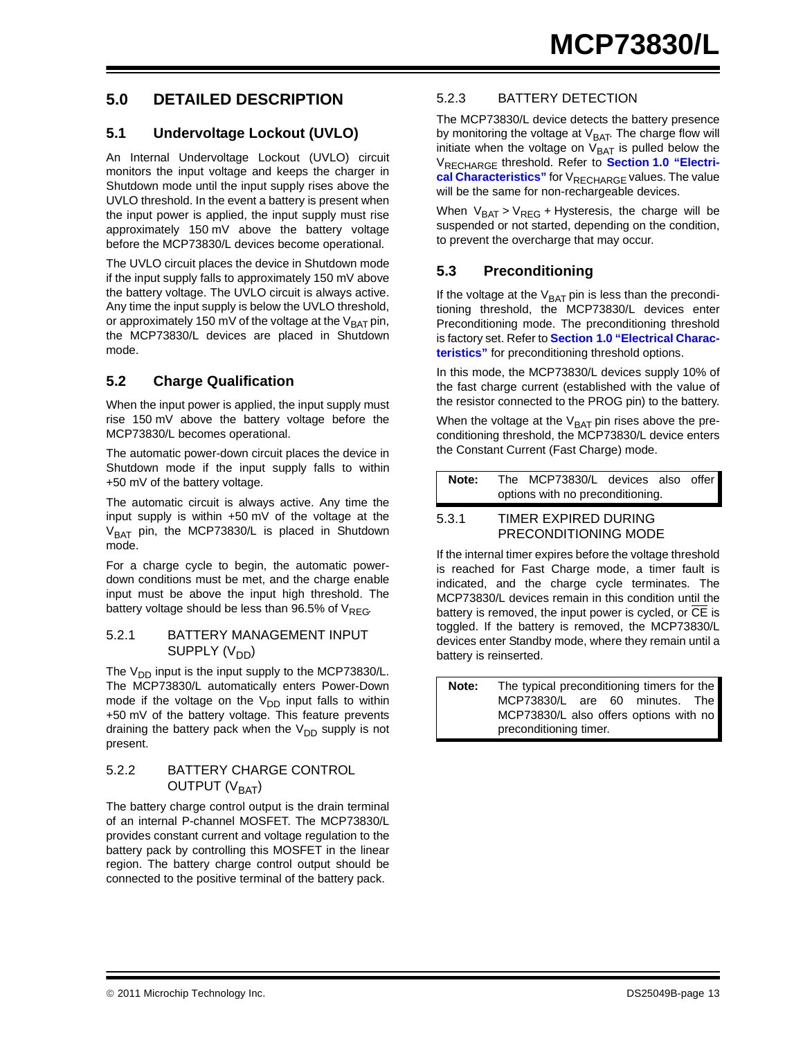# 5.0 DETAILED DESCRIPTION

## 5.1 Undervoltage Lockout (UVLO)

An Internal Undervoltage Lockout (UVLO) circuit monitors the input voltage and keeps the charger in Shutdown mode until the input supply rises above the UVLO threshold. In the event a battery is present when the input power is applied, the input supply must rise approximately 150 mV above the battery voltage before the MCP73830/L devices become operational.

The UVLO circuit places the device in Shutdown mode if the input supply falls to approximately 150 mV above the battery voltage. The UVLO circuit is always active. Any time the input supply is below the UVLO threshold, or approximately 150 mV of the voltage at the $V_{BAT}$ pin, the MCP73830/L devices are placed in Shutdown mode.

## 5.2 Charge Qualification

When the input power is applied, the input supply must rise 150 mV above the battery voltage before the MCP73830/L becomes operational.

The automatic power-down circuit places the device in Shutdown mode if the input supply falls to within +50 mV of the battery voltage.

The automatic circuit is always active. Any time the input supply is within +50 mV of the voltage at the $V_{BAT}$ pin, the MCP73830/L is placed in Shutdown mode.

For a charge cycle to begin, the automatic power-down conditions must be met, and the charge enable input must be above the input high threshold. The battery voltage should be less than 96.5% of $V_{REG}$.

### 5.2.1 BATTERY MANAGEMENT INPUT SUPPLY ($V_{DD}$)

The $V_{DD}$ input is the input supply to the MCP73830/L. The MCP73830/L automatically enters Power-Down mode if the voltage on the $V_{DD}$ input falls to within +50 mV of the battery voltage. This feature prevents draining the battery pack when the $V_{DD}$ supply is not present.

### 5.2.2 BATTERY CHARGE CONTROL OUTPUT ($V_{BAT}$)

The battery charge control output is the drain terminal of an internal P-channel MOSFET. The MCP73830/L provides constant current and voltage regulation to the battery pack by controlling this MOSFET in the linear region. The battery charge control output should be connected to the positive terminal of the battery pack.

### 5.2.3 BATTERY DETECTION

The MCP73830/L device detects the battery presence by monitoring the voltage at $V_{BAT}$. The charge flow will initiate when the voltage on $V_{BAT}$ is pulled below the $V_{RECHARGE}$ threshold. Refer to **Section 1.0 "Electrical Characteristics"** for $V_{RECHARGE}$ values. The value will be the same for non-rechargeable devices.

When $V_{BAT} > V_{REG}$ + Hysteresis, the charge will be suspended or not started, depending on the condition, to prevent the overcharge that may occur.

## 5.3 Preconditioning

If the voltage at the $V_{BAT}$ pin is less than the preconditioning threshold, the MCP73830/L devices enter Preconditioning mode. The preconditioning threshold is factory set. Refer to **Section 1.0 "Electrical Characteristics"** for preconditioning threshold options.

In this mode, the MCP73830/L devices supply 10% of the fast charge current (established with the value of the resistor connected to the PROG pin) to the battery.

When the voltage at the $V_{BAT}$ pin rises above the preconditioning threshold, the MCP73830/L device enters the Constant Current (Fast Charge) mode.

> **Note:** The MCP73830/L devices also offer options with no preconditioning.

### 5.3.1 TIMER EXPIRED DURING PRECONDITIONING MODE

If the internal timer expires before the voltage threshold is reached for Fast Charge mode, a timer fault is indicated, and the charge cycle terminates. The MCP73830/L devices remain in this condition until the battery is removed, the input power is cycled, or $\overline{CE}$ is toggled. If the battery is removed, the MCP73830/L devices enter Standby mode, where they remain until a battery is reinserted.

> **Note:** The typical preconditioning timers for the MCP73830/L are 60 minutes. The MCP73830/L also offers options with no preconditioning timer.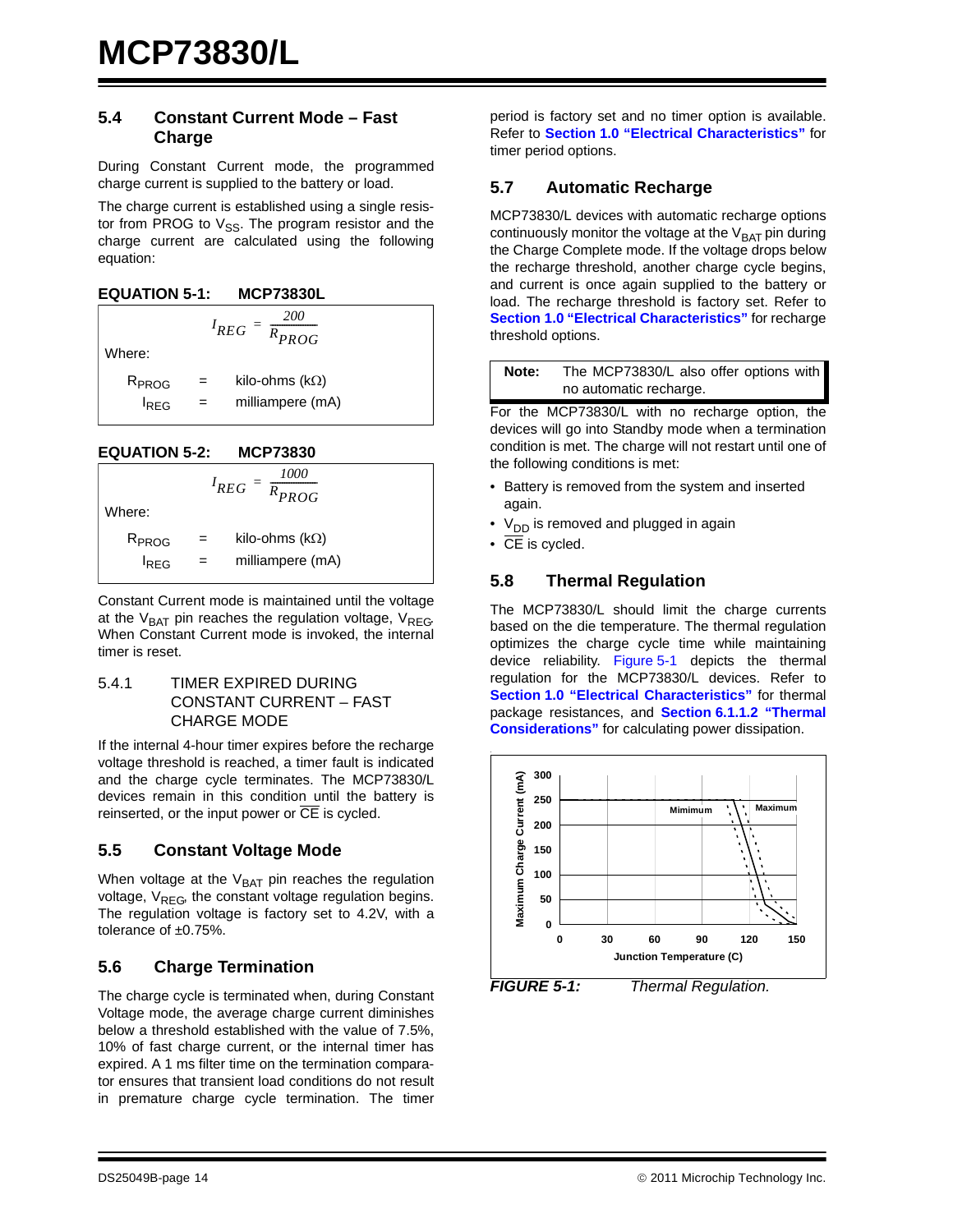## 5.4 Constant Current Mode – Fast Charge

During Constant Current mode, the programmed charge current is supplied to the battery or load.

The charge current is established using a single resistor from PROG to $V_{SS}$. The program resistor and the charge current are calculated using the following equation:

**EQUATION 5-1: MCP73830L**

$$I_{REG} = \frac{200}{R_{PROG}}$$

Where:

$R_{PROG}$ = kilo-ohms (kΩ)

$I_{REG}$ = milliampere (mA)

**EQUATION 5-2: MCP73830**

$$I_{REG} = \frac{1000}{R_{PROG}}$$

Where:

$R_{PROG}$ = kilo-ohms (kΩ)

$I_{REG}$ = milliampere (mA)

Constant Current mode is maintained until the voltage at the $V_{BAT}$ pin reaches the regulation voltage, $V_{REG}$. When Constant Current mode is invoked, the internal timer is reset.

### 5.4.1 TIMER EXPIRED DURING CONSTANT CURRENT – FAST CHARGE MODE

If the internal 4-hour timer expires before the recharge voltage threshold is reached, a timer fault is indicated and the charge cycle terminates. The MCP73830/L devices remain in this condition until the battery is reinserted, or the input power or $\overline{CE}$ is cycled.

## 5.5 Constant Voltage Mode

When voltage at the $V_{BAT}$ pin reaches the regulation voltage, $V_{REG}$, the constant voltage regulation begins. The regulation voltage is factory set to 4.2V, with a tolerance of ±0.75%.

## 5.6 Charge Termination

The charge cycle is terminated when, during Constant Voltage mode, the average charge current diminishes below a threshold established with the value of 7.5%, 10% of fast charge current, or the internal timer has expired. A 1 ms filter time on the termination comparator ensures that transient load conditions do not result in premature charge cycle termination. The timer period is factory set and no timer option is available. Refer to **Section 1.0 "Electrical Characteristics"** for timer period options.

## 5.7 Automatic Recharge

MCP73830/L devices with automatic recharge options continuously monitor the voltage at the $V_{BAT}$ pin during the Charge Complete mode. If the voltage drops below the recharge threshold, another charge cycle begins, and current is once again supplied to the battery or load. The recharge threshold is factory set. Refer to **Section 1.0 "Electrical Characteristics"** for recharge threshold options.

> **Note:** The MCP73830/L also offer options with no automatic recharge.

For the MCP73830/L with no recharge option, the devices will go into Standby mode when a termination condition is met. The charge will not restart until one of the following conditions is met:

- Battery is removed from the system and inserted again.
- $V_{DD}$ is removed and plugged in again
- $\overline{CE}$ is cycled.

## 5.8 Thermal Regulation

The MCP73830/L should limit the charge currents based on the die temperature. The thermal regulation optimizes the charge cycle time while maintaining device reliability. Figure 5-1 depicts the thermal regulation for the MCP73830/L devices. Refer to **Section 1.0 "Electrical Characteristics"** for thermal package resistances, and **Section 6.1.1.2 "Thermal Considerations"** for calculating power dissipation.

**FIGURE 5-1:** *Thermal Regulation.*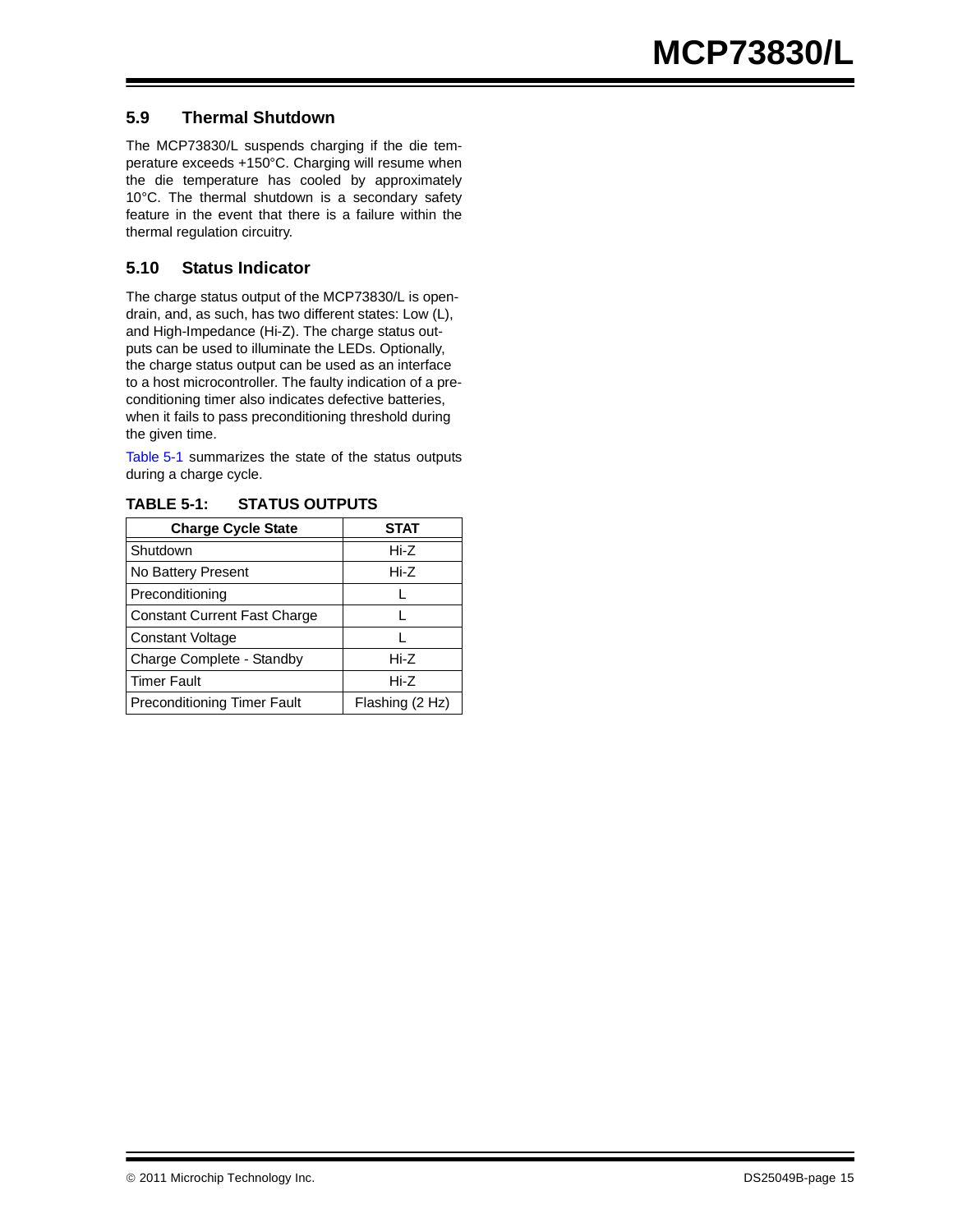## 5.9 Thermal Shutdown

The MCP73830/L suspends charging if the die temperature exceeds +150°C. Charging will resume when the die temperature has cooled by approximately 10°C. The thermal shutdown is a secondary safety feature in the event that there is a failure within the thermal regulation circuitry.

## 5.10 Status Indicator

The charge status output of the MCP73830/L is open-drain, and, as such, has two different states: Low (L), and High-Impedance (Hi-Z). The charge status outputs can be used to illuminate the LEDs. Optionally, the charge status output can be used as an interface to a host microcontroller. The faulty indication of a preconditioning timer also indicates defective batteries, when it fails to pass preconditioning threshold during the given time.

Table 5-1 summarizes the state of the status outputs during a charge cycle.

**TABLE 5-1: STATUS OUTPUTS**

| Charge Cycle State | STAT |
|---|---|
| Shutdown | Hi-Z |
| No Battery Present | Hi-Z |
| Preconditioning | L |
| Constant Current Fast Charge | L |
| Constant Voltage | L |
| Charge Complete - Standby | Hi-Z |
| Timer Fault | Hi-Z |
| Preconditioning Timer Fault | Flashing (2 Hz) |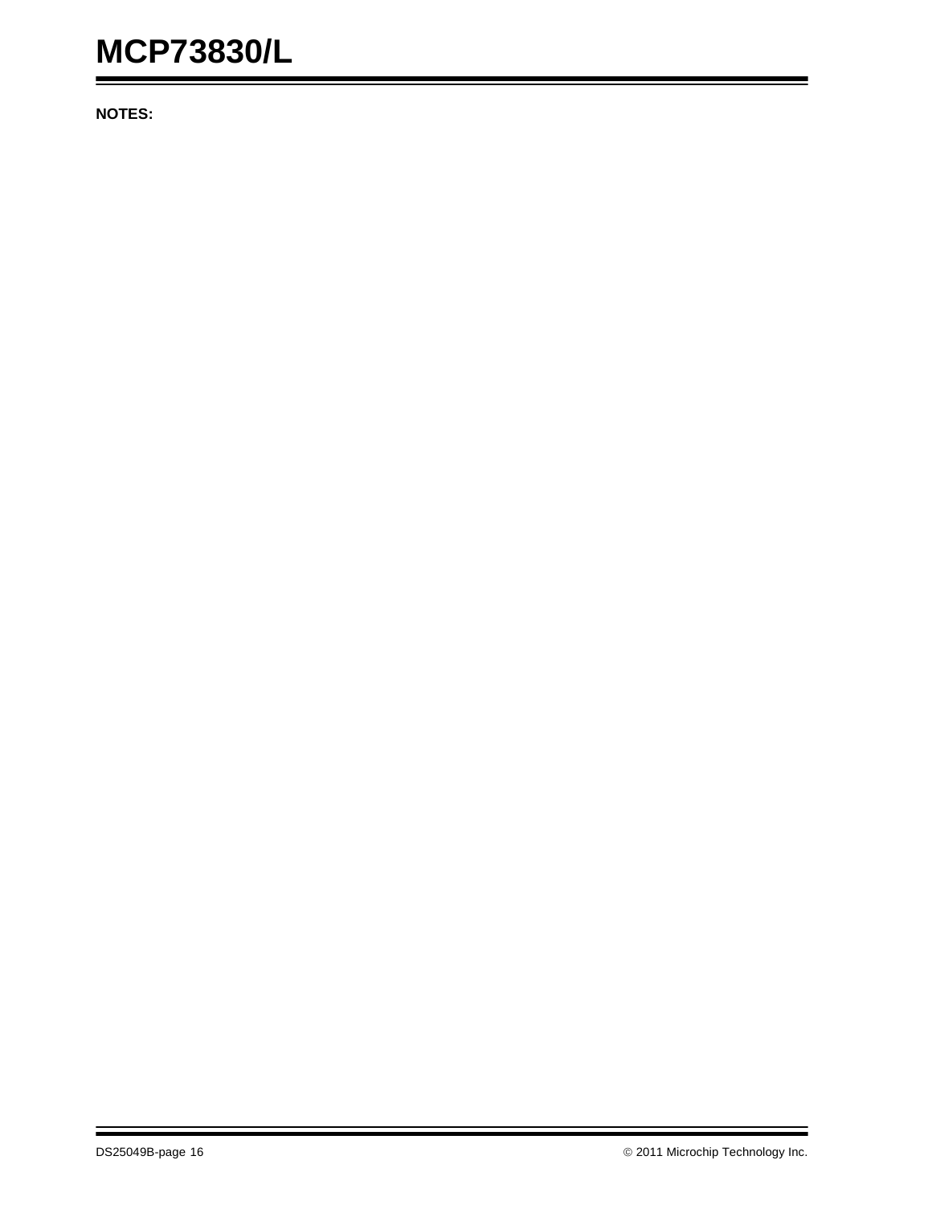**NOTES:**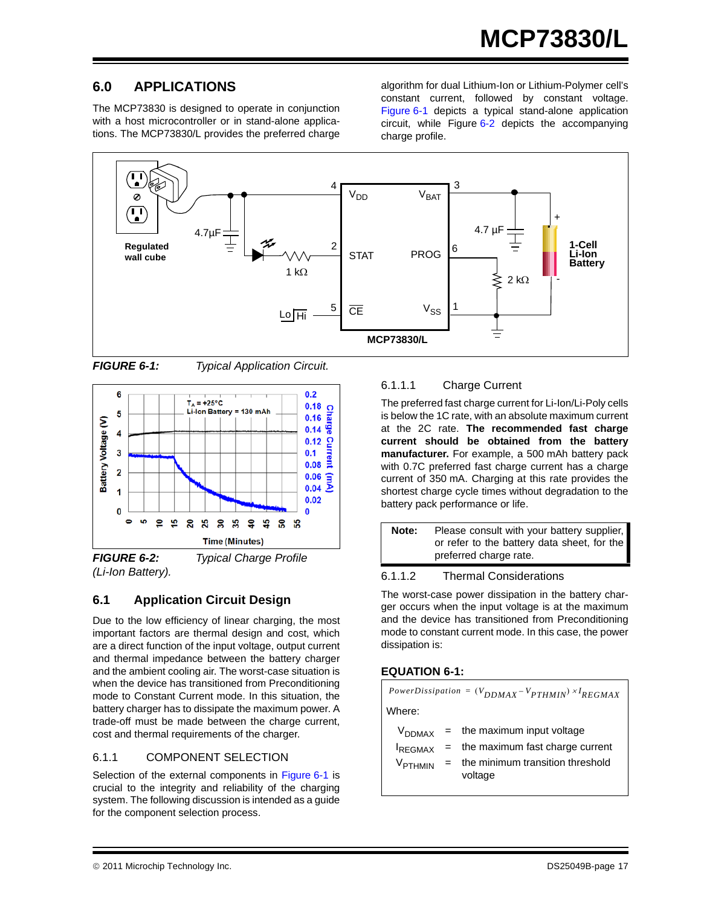## 6.0 APPLICATIONS

The MCP73830 is designed to operate in conjunction with a host microcontroller or in stand-alone applications. The MCP73830/L provides the preferred charge algorithm for dual Lithium-Ion or Lithium-Polymer cell's constant current, followed by constant voltage. Figure 6-1 depicts a typical stand-alone application circuit, while Figure 6-2 depicts the accompanying charge profile.

**FIGURE 6-1:** *Typical Application Circuit.*

**FIGURE 6-2:** *Typical Charge Profile (Li-Ion Battery).*

## 6.1 Application Circuit Design

Due to the low efficiency of linear charging, the most important factors are thermal design and cost, which are a direct function of the input voltage, output current and thermal impedance between the battery charger and the ambient cooling air. The worst-case situation is when the device has transitioned from Preconditioning mode to Constant Current mode. In this situation, the battery charger has to dissipate the maximum power. A trade-off must be made between the charge current, cost and thermal requirements of the charger.

### 6.1.1 COMPONENT SELECTION

Selection of the external components in Figure 6-1 is crucial to the integrity and reliability of the charging system. The following discussion is intended as a guide for the component selection process.

#### 6.1.1.1 Charge Current

The preferred fast charge current for Li-Ion/Li-Poly cells is below the 1C rate, with an absolute maximum current at the 2C rate. **The recommended fast charge current should be obtained from the battery manufacturer.** For example, a 500 mAh battery pack with 0.7C preferred fast charge current has a charge current of 350 mA. Charging at this rate provides the shortest charge cycle times without degradation to the battery pack performance or life.

> **Note:** Please consult with your battery supplier, or refer to the battery data sheet, for the preferred charge rate.

#### 6.1.1.2 Thermal Considerations

The worst-case power dissipation in the battery charger occurs when the input voltage is at the maximum and the device has transitioned from Preconditioning mode to constant current mode. In this case, the power dissipation is:

**EQUATION 6-1:**

$$PowerDissipation = (V_{DDMAX} - V_{PTHMIN}) \times I_{REGMAX}$$

Where:

$V_{DDMAX}$ = the maximum input voltage

$I_{REGMAX}$ = the maximum fast charge current

$V_{PTHMIN}$ = the minimum transition threshold voltage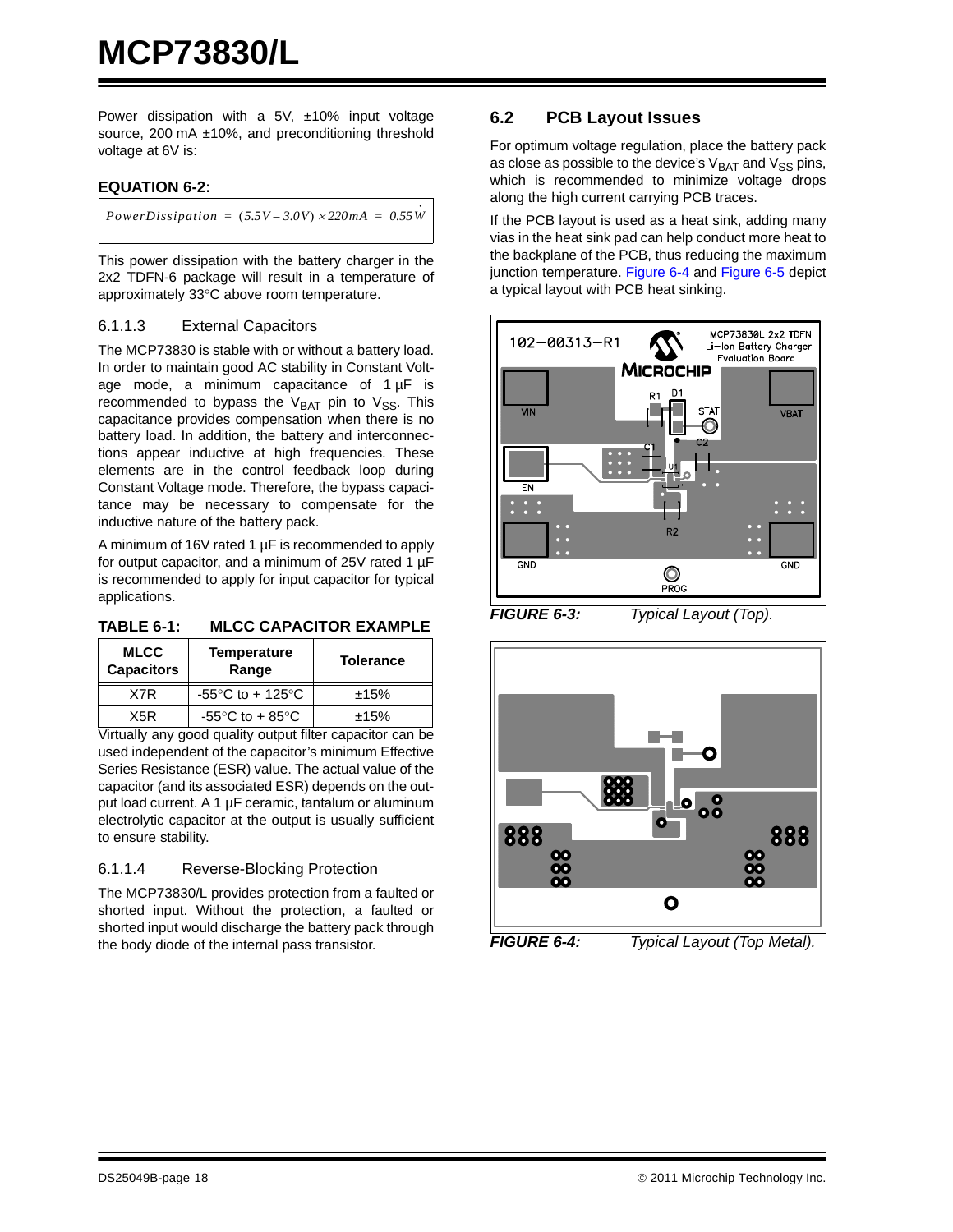Power dissipation with a 5V, ±10% input voltage source, 200 mA ±10%, and preconditioning threshold voltage at 6V is:

**EQUATION 6-2:**

$$PowerDissipation = (5.5V - 3.0V) \times 220mA = 0.55W$$

This power dissipation with the battery charger in the 2x2 TDFN-6 package will result in a temperature of approximately 33°C above room temperature.

### 6.1.1.3 External Capacitors

The MCP73830 is stable with or without a battery load. In order to maintain good AC stability in Constant Voltage mode, a minimum capacitance of 1 µF is recommended to bypass the $V_{BAT}$ pin to $V_{SS}$. This capacitance provides compensation when there is no battery load. In addition, the battery and interconnections appear inductive at high frequencies. These elements are in the control feedback loop during Constant Voltage mode. Therefore, the bypass capacitance may be necessary to compensate for the inductive nature of the battery pack.

A minimum of 16V rated 1 µF is recommended to apply for output capacitor, and a minimum of 25V rated 1 µF is recommended to apply for input capacitor for typical applications.

**TABLE 6-1: MLCC CAPACITOR EXAMPLE**

| MLCC Capacitors | Temperature Range | Tolerance |
|---|---|---|
| X7R | -55°C to + 125°C | ±15% |
| X5R | -55°C to + 85°C | ±15% |

Virtually any good quality output filter capacitor can be used independent of the capacitor's minimum Effective Series Resistance (ESR) value. The actual value of the capacitor (and its associated ESR) depends on the output load current. A 1 µF ceramic, tantalum or aluminum electrolytic capacitor at the output is usually sufficient to ensure stability.

### 6.1.1.4 Reverse-Blocking Protection

The MCP73830/L provides protection from a faulted or shorted input. Without the protection, a faulted or shorted input would discharge the battery pack through the body diode of the internal pass transistor.

## 6.2 PCB Layout Issues

For optimum voltage regulation, place the battery pack as close as possible to the device's $V_{BAT}$ and $V_{SS}$ pins, which is recommended to minimize voltage drops along the high current carrying PCB traces.

If the PCB layout is used as a heat sink, adding many vias in the heat sink pad can help conduct more heat to the backplane of the PCB, thus reducing the maximum junction temperature. Figure 6-4 and Figure 6-5 depict a typical layout with PCB heat sinking.

***FIGURE 6-3:*** *Typical Layout (Top).*

***FIGURE 6-4:*** *Typical Layout (Top Metal).*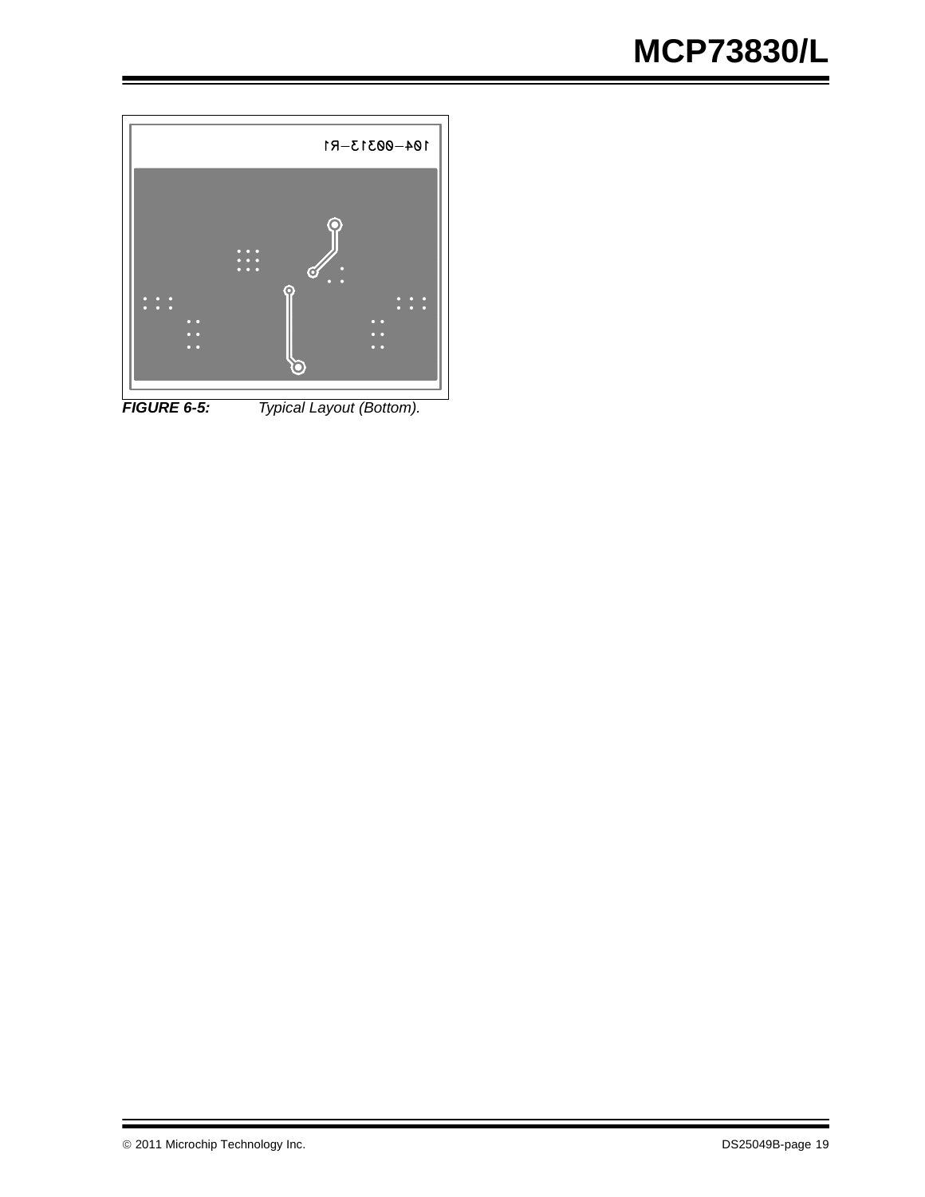**FIGURE 6-5:** *Typical Layout (Bottom).*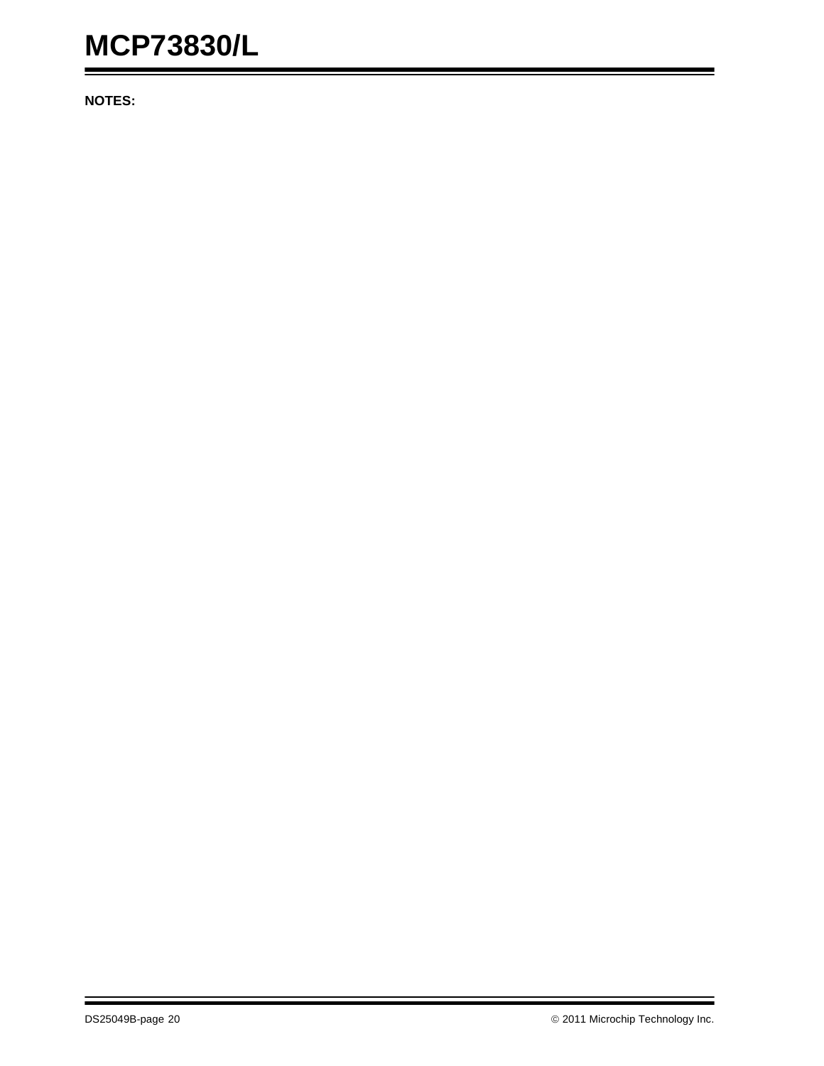**NOTES:**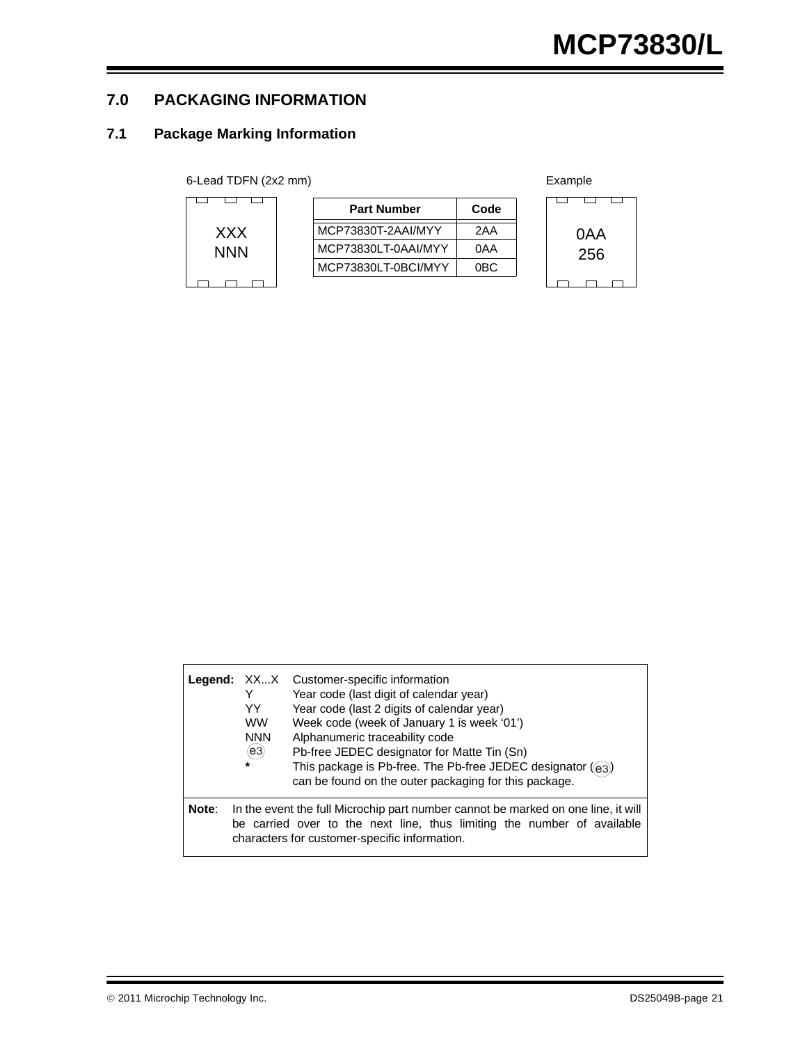## 7.0 PACKAGING INFORMATION

### 7.1 Package Marking Information

6-Lead TDFN (2x2 mm)

XXX
NNN

| Part Number | Code |
|---|---|
| MCP73830T-2AAI/MYY | 2AA |
| MCP73830LT-0AAI/MYY | 0AA |
| MCP73830LT-0BCI/MYY | 0BC |

Example

0AA
256

| | | |
|---|---|---|
| **Legend:** | XX...X | Customer-specific information |
| | Y | Year code (last digit of calendar year) |
| | YY | Year code (last 2 digits of calendar year) |
| | WW | Week code (week of January 1 is week '01') |
| | NNN | Alphanumeric traceability code |
| | (e3) | Pb-free JEDEC designator for Matte Tin (Sn) |
| | * | This package is Pb-free. The Pb-free JEDEC designator ((e3)) can be found on the outer packaging for this package. |

**Note**: In the event the full Microchip part number cannot be marked on one line, it will be carried over to the next line, thus limiting the number of available characters for customer-specific information.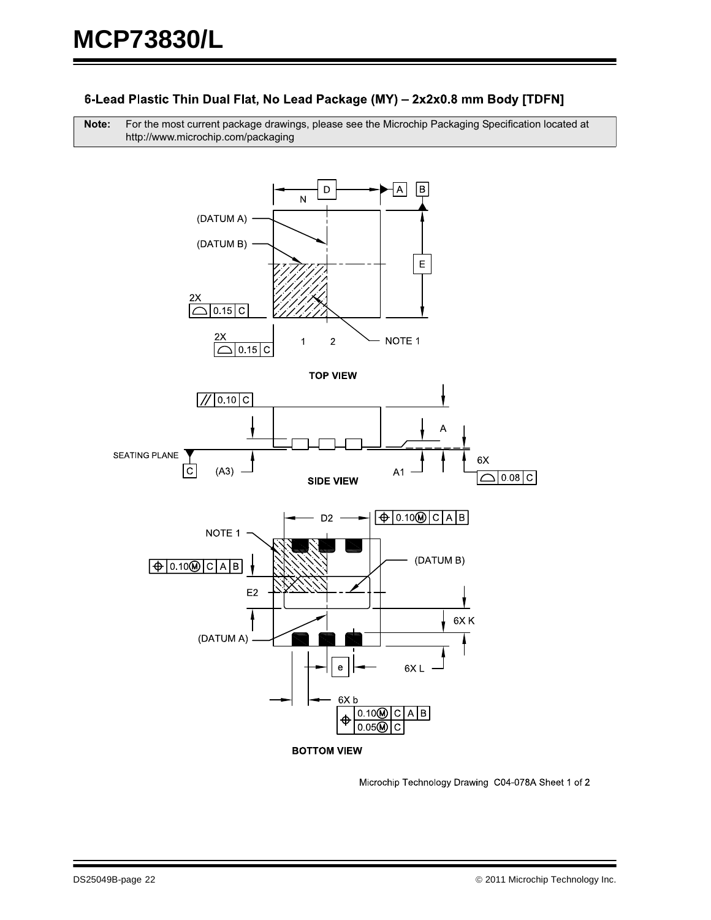### 6-Lead Plastic Thin Dual Flat, No Lead Package (MY) – 2x2x0.8 mm Body [TDFN]

| **Note:** | For the most current package drawings, please see the Microchip Packaging Specification located at http://www.microchip.com/packaging |
|---|---|

TOP VIEW

SIDE VIEW

BOTTOM VIEW

Microchip Technology Drawing C04-078A Sheet 1 of 2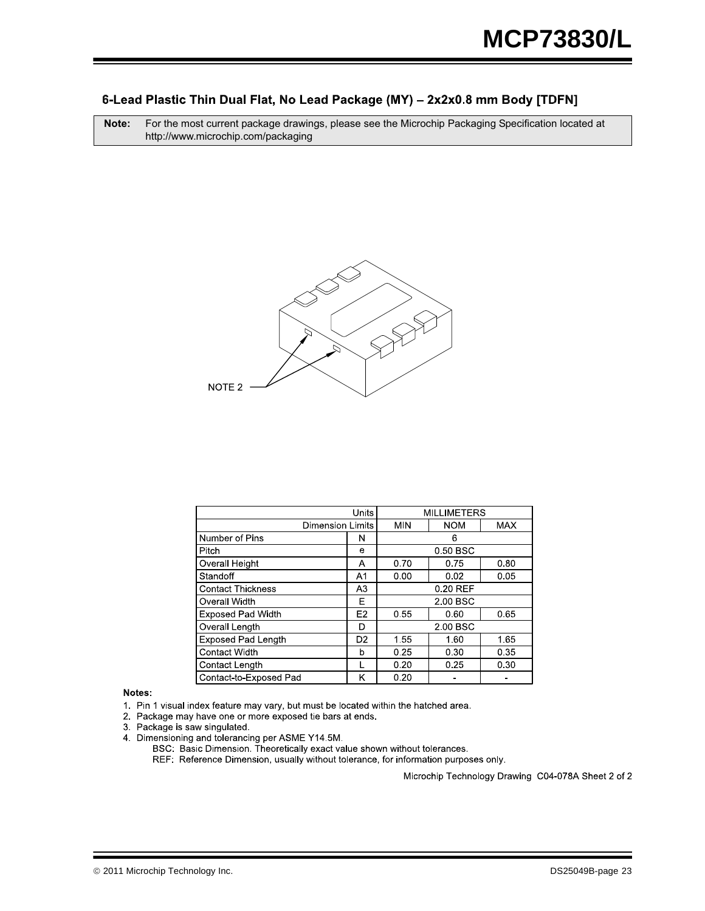## 6-Lead Plastic Thin Dual Flat, No Lead Package (MY) – 2x2x0.8 mm Body [TDFN]

| **Note:** | For the most current package drawings, please see the Microchip Packaging Specification located at http://www.microchip.com/packaging |
|---|---|

NOTE 2

| Units | | MILLIMETERS | | |
|---|---|---|---|---|
| Dimension Limits | | MIN | NOM | MAX |
| Number of Pins | N | | 6 | |
| Pitch | e | | 0.50 BSC | |
| Overall Height | A | 0.70 | 0.75 | 0.80 |
| Standoff | A1 | 0.00 | 0.02 | 0.05 |
| Contact Thickness | A3 | | 0.20 REF | |
| Overall Width | E | | 2.00 BSC | |
| Exposed Pad Width | E2 | 0.55 | 0.60 | 0.65 |
| Overall Length | D | | 2.00 BSC | |
| Exposed Pad Length | D2 | 1.55 | 1.60 | 1.65 |
| Contact Width | b | 0.25 | 0.30 | 0.35 |
| Contact Length | L | 0.20 | 0.25 | 0.30 |
| Contact-to-Exposed Pad | K | 0.20 | - | - |

**Notes:**

1. Pin 1 visual index feature may vary, but must be located within the hatched area.
2. Package may have one or more exposed tie bars at ends.
3. Package is saw singulated.
4. Dimensioning and tolerancing per ASME Y14.5M.
   BSC: Basic Dimension. Theoretically exact value shown without tolerances.
   REF: Reference Dimension, usually without tolerance, for information purposes only.

Microchip Technology Drawing C04-078A Sheet 2 of 2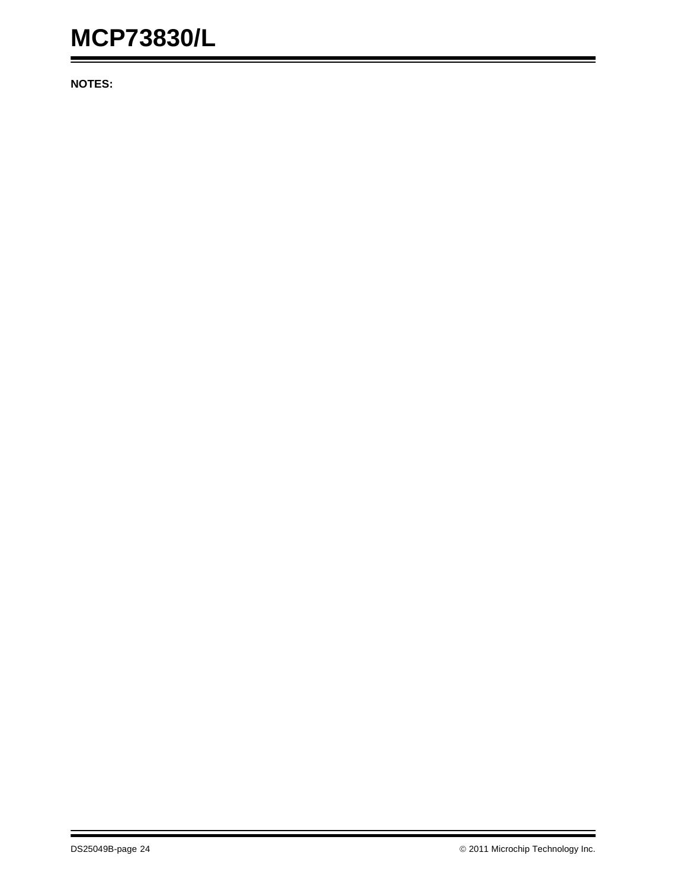**NOTES:**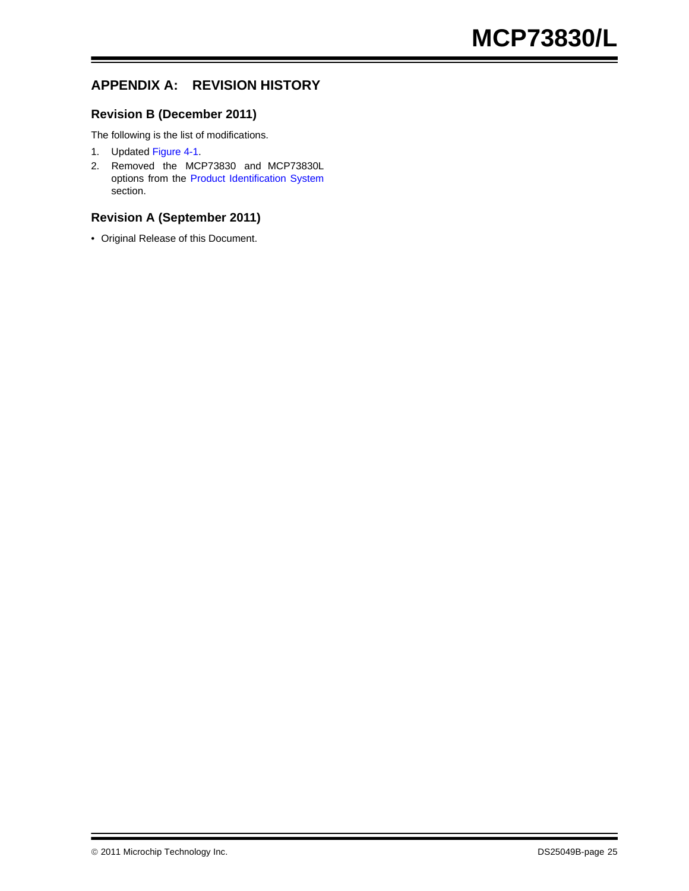## APPENDIX A: REVISION HISTORY

### Revision B (December 2011)

The following is the list of modifications.

1. Updated Figure 4-1.
2. Removed the MCP73830 and MCP73830L options from the Product Identification System section.

### Revision A (September 2011)

- Original Release of this Document.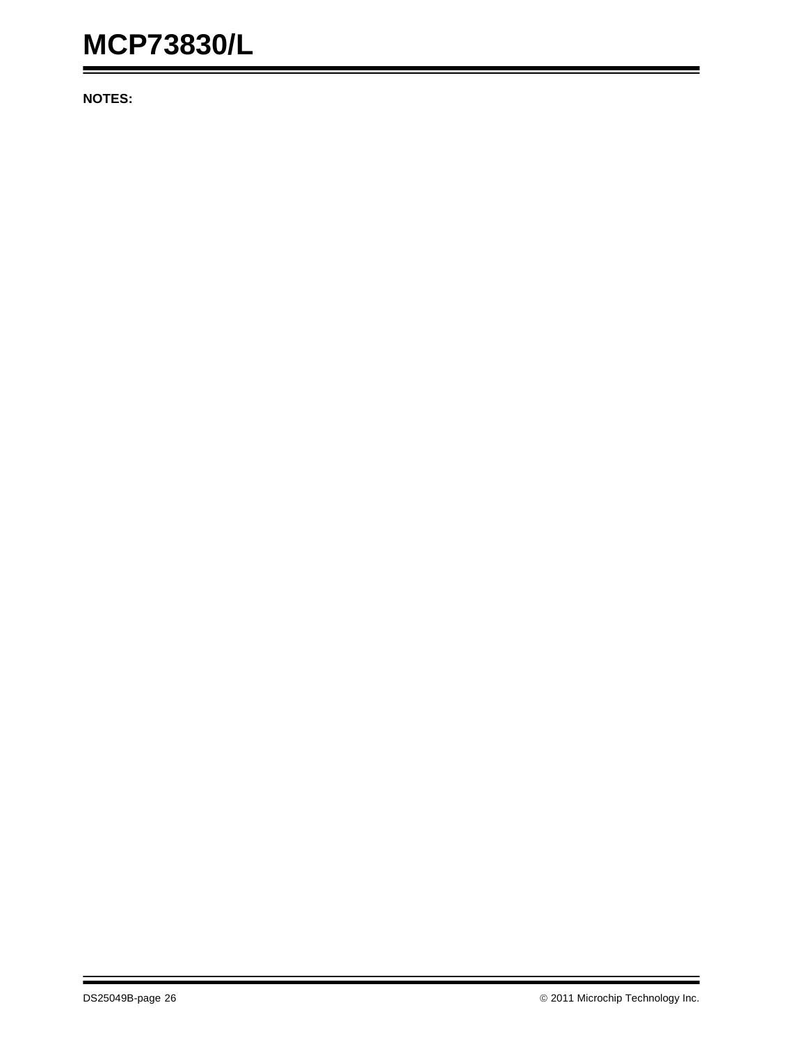**NOTES:**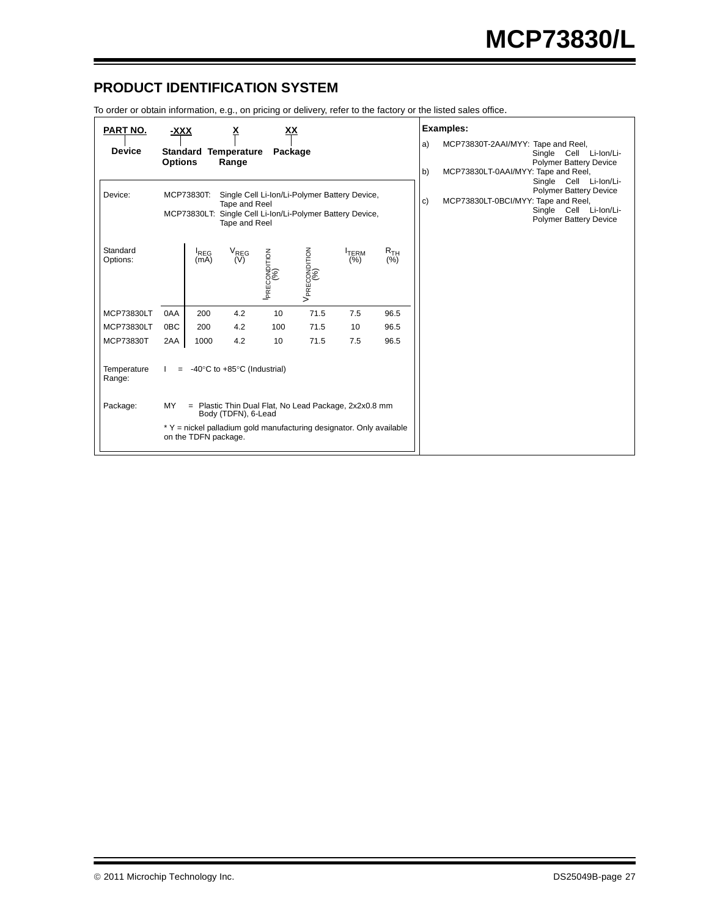## PRODUCT IDENTIFICATION SYSTEM

To order or obtain information, e.g., on pricing or delivery, refer to the factory or the listed sales office.

| PART NO. | -XXX | X | XX |
|---|---|---|---|
| Device | Standard Options | Temperature Range | Package |

**Device:**
- MCP73830T: Single Cell Li-Ion/Li-Polymer Battery Device, Tape and Reel
- MCP73830LT: Single Cell Li-Ion/Li-Polymer Battery Device, Tape and Reel

**Standard Options:**

| Device | Option | $I_{REG}$ (mA) | $V_{REG}$ (V) | $I_{PRECONDITION}$ (%) | $V_{PRECONDITION}$ (%) | $I_{TERM}$ (%) | $R_{TH}$ (%) |
|---|---|---|---|---|---|---|---|
| MCP73830LT | 0AA | 200 | 4.2 | 10 | 71.5 | 7.5 | 96.5 |
| MCP73830LT | 0BC | 200 | 4.2 | 100 | 71.5 | 10 | 96.5 |
| MCP73830T | 2AA | 1000 | 4.2 | 10 | 71.5 | 7.5 | 96.5 |

**Temperature Range:** I = -40°C to +85°C (Industrial)

**Package:** MY = Plastic Thin Dual Flat, No Lead Package, 2x2x0.8 mm Body (TDFN), 6-Lead

* Y = nickel palladium gold manufacturing designator. Only available on the TDFN package.

**Examples:**

a) MCP73830T-2AAI/MYY: Tape and Reel, Single Cell Li-Ion/Li-Polymer Battery Device

b) MCP73830LT-0AAI/MYY: Tape and Reel, Single Cell Li-Ion/Li-Polymer Battery Device

c) MCP73830LT-0BCI/MYY: Tape and Reel, Single Cell Li-Ion/Li-Polymer Battery Device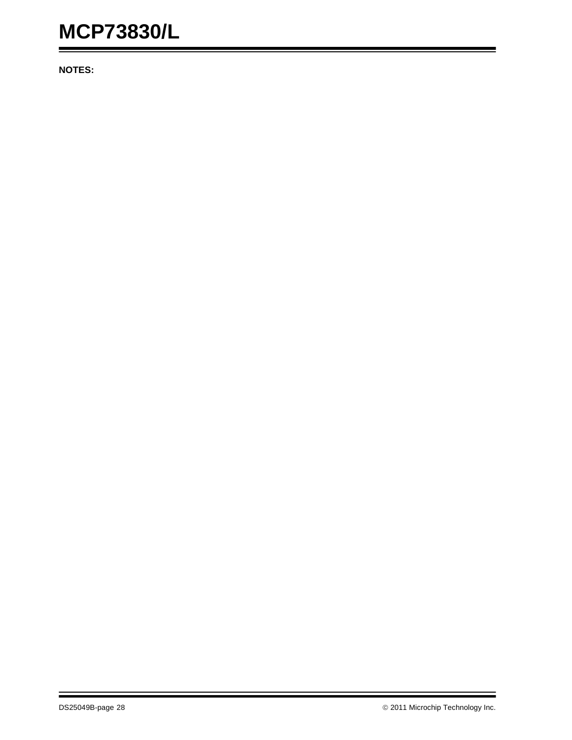**NOTES:**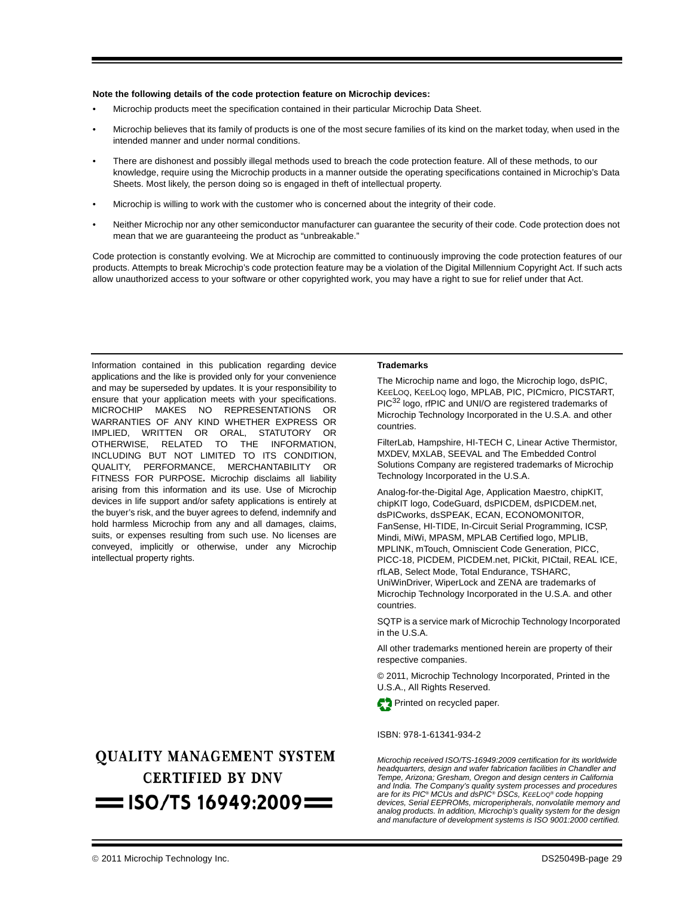**Note the following details of the code protection feature on Microchip devices:**

- Microchip products meet the specification contained in their particular Microchip Data Sheet.
- Microchip believes that its family of products is one of the most secure families of its kind on the market today, when used in the intended manner and under normal conditions.
- There are dishonest and possibly illegal methods used to breach the code protection feature. All of these methods, to our knowledge, require using the Microchip products in a manner outside the operating specifications contained in Microchip's Data Sheets. Most likely, the person doing so is engaged in theft of intellectual property.
- Microchip is willing to work with the customer who is concerned about the integrity of their code.
- Neither Microchip nor any other semiconductor manufacturer can guarantee the security of their code. Code protection does not mean that we are guaranteeing the product as "unbreakable."

Code protection is constantly evolving. We at Microchip are committed to continuously improving the code protection features of our products. Attempts to break Microchip's code protection feature may be a violation of the Digital Millennium Copyright Act. If such acts allow unauthorized access to your software or other copyrighted work, you may have a right to sue for relief under that Act.

Information contained in this publication regarding device applications and the like is provided only for your convenience and may be superseded by updates. It is your responsibility to ensure that your application meets with your specifications. MICROCHIP MAKES NO REPRESENTATIONS OR WARRANTIES OF ANY KIND WHETHER EXPRESS OR IMPLIED, WRITTEN OR ORAL, STATUTORY OR OTHERWISE, RELATED TO THE INFORMATION, INCLUDING BUT NOT LIMITED TO ITS CONDITION, QUALITY, PERFORMANCE, MERCHANTABILITY OR FITNESS FOR PURPOSE**.** Microchip disclaims all liability arising from this information and its use. Use of Microchip devices in life support and/or safety applications is entirely at the buyer's risk, and the buyer agrees to defend, indemnify and hold harmless Microchip from any and all damages, claims, suits, or expenses resulting from such use. No licenses are conveyed, implicitly or otherwise, under any Microchip intellectual property rights.

**Trademarks**

The Microchip name and logo, the Microchip logo, dsPIC, KEELOQ, KEELOQ logo, MPLAB, PIC, PICmicro, PICSTART, PIC32 logo, rfPIC and UNI/O are registered trademarks of Microchip Technology Incorporated in the U.S.A. and other countries.

FilterLab, Hampshire, HI-TECH C, Linear Active Thermistor, MXDEV, MXLAB, SEEVAL and The Embedded Control Solutions Company are registered trademarks of Microchip Technology Incorporated in the U.S.A.

Analog-for-the-Digital Age, Application Maestro, chipKIT, chipKIT logo, CodeGuard, dsPICDEM, dsPICDEM.net, dsPICworks, dsSPEAK, ECAN, ECONOMONITOR, FanSense, HI-TIDE, In-Circuit Serial Programming, ICSP, Mindi, MiWi, MPASM, MPLAB Certified logo, MPLIB, MPLINK, mTouch, Omniscient Code Generation, PICC, PICC-18, PICDEM, PICDEM.net, PICkit, PICtail, REAL ICE, rfLAB, Select Mode, Total Endurance, TSHARC, UniWinDriver, WiperLock and ZENA are trademarks of Microchip Technology Incorporated in the U.S.A. and other countries.

SQTP is a service mark of Microchip Technology Incorporated in the U.S.A.

All other trademarks mentioned herein are property of their respective companies.

© 2011, Microchip Technology Incorporated, Printed in the U.S.A., All Rights Reserved.

Printed on recycled paper.

ISBN: 978-1-61341-934-2

**QUALITY MANAGEMENT SYSTEM CERTIFIED BY DNV**

**== ISO/TS 16949:2009 ==**

*Microchip received ISO/TS-16949:2009 certification for its worldwide headquarters, design and wafer fabrication facilities in Chandler and Tempe, Arizona; Gresham, Oregon and design centers in California and India. The Company's quality system processes and procedures are for its PIC® MCUs and dsPIC® DSCs, KEELOQ® code hopping devices, Serial EEPROMs, microperipherals, nonvolatile memory and analog products. In addition, Microchip's quality system for the design and manufacture of development systems is ISO 9001:2000 certified.*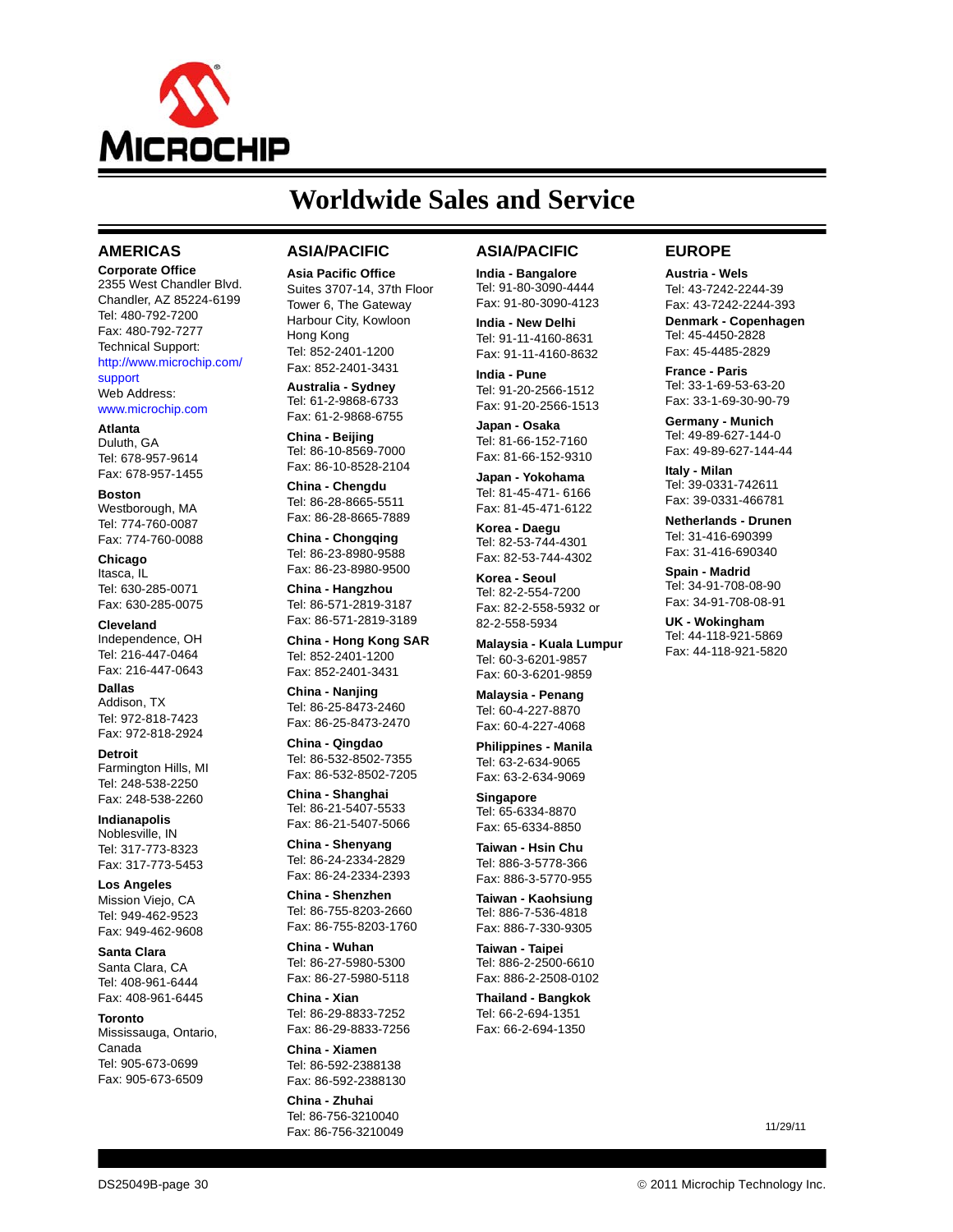# Worldwide Sales and Service

## AMERICAS

**Corporate Office**
2355 West Chandler Blvd.
Chandler, AZ 85224-6199
Tel: 480-792-7200
Fax: 480-792-7277
Technical Support:
http://www.microchip.com/support
Web Address:
www.microchip.com

**Atlanta**
Duluth, GA
Tel: 678-957-9614
Fax: 678-957-1455

**Boston**
Westborough, MA
Tel: 774-760-0087
Fax: 774-760-0088

**Chicago**
Itasca, IL
Tel: 630-285-0071
Fax: 630-285-0075

**Cleveland**
Independence, OH
Tel: 216-447-0464
Fax: 216-447-0643

**Dallas**
Addison, TX
Tel: 972-818-7423
Fax: 972-818-2924

**Detroit**
Farmington Hills, MI
Tel: 248-538-2250
Fax: 248-538-2260

**Indianapolis**
Noblesville, IN
Tel: 317-773-8323
Fax: 317-773-5453

**Los Angeles**
Mission Viejo, CA
Tel: 949-462-9523
Fax: 949-462-9608

**Santa Clara**
Santa Clara, CA
Tel: 408-961-6444
Fax: 408-961-6445

**Toronto**
Mississauga, Ontario, Canada
Tel: 905-673-0699
Fax: 905-673-6509

## ASIA/PACIFIC

**Asia Pacific Office**
Suites 3707-14, 37th Floor
Tower 6, The Gateway
Harbour City, Kowloon
Hong Kong
Tel: 852-2401-1200
Fax: 852-2401-3431

**Australia - Sydney**
Tel: 61-2-9868-6733
Fax: 61-2-9868-6755

**China - Beijing**
Tel: 86-10-8569-7000
Fax: 86-10-8528-2104

**China - Chengdu**
Tel: 86-28-8665-5511
Fax: 86-28-8665-7889

**China - Chongqing**
Tel: 86-23-8980-9588
Fax: 86-23-8980-9500

**China - Hangzhou**
Tel: 86-571-2819-3187
Fax: 86-571-2819-3189

**China - Hong Kong SAR**
Tel: 852-2401-1200
Fax: 852-2401-3431

**China - Nanjing**
Tel: 86-25-8473-2460
Fax: 86-25-8473-2470

**China - Qingdao**
Tel: 86-532-8502-7355
Fax: 86-532-8502-7205

**China - Shanghai**
Tel: 86-21-5407-5533
Fax: 86-21-5407-5066

**China - Shenyang**
Tel: 86-24-2334-2829
Fax: 86-24-2334-2393

**China - Shenzhen**
Tel: 86-755-8203-2660
Fax: 86-755-8203-1760

**China - Wuhan**
Tel: 86-27-5980-5300
Fax: 86-27-5980-5118

**China - Xian**
Tel: 86-29-8833-7252
Fax: 86-29-8833-7256

**China - Xiamen**
Tel: 86-592-2388138
Fax: 86-592-2388130

**China - Zhuhai**
Tel: 86-756-3210040
Fax: 86-756-3210049

## ASIA/PACIFIC

**India - Bangalore**
Tel: 91-80-3090-4444
Fax: 91-80-3090-4123

**India - New Delhi**
Tel: 91-11-4160-8631
Fax: 91-11-4160-8632

**India - Pune**
Tel: 91-20-2566-1512
Fax: 91-20-2566-1513

**Japan - Osaka**
Tel: 81-66-152-7160
Fax: 81-66-152-9310

**Japan - Yokohama**
Tel: 81-45-471- 6166
Fax: 81-45-471-6122

**Korea - Daegu**
Tel: 82-53-744-4301
Fax: 82-53-744-4302

**Korea - Seoul**
Tel: 82-2-554-7200
Fax: 82-2-558-5932 or 82-2-558-5934

**Malaysia - Kuala Lumpur**
Tel: 60-3-6201-9857
Fax: 60-3-6201-9859

**Malaysia - Penang**
Tel: 60-4-227-8870
Fax: 60-4-227-4068

**Philippines - Manila**
Tel: 63-2-634-9065
Fax: 63-2-634-9069

**Singapore**
Tel: 65-6334-8870
Fax: 65-6334-8850

**Taiwan - Hsin Chu**
Tel: 886-3-5778-366
Fax: 886-3-5770-955

**Taiwan - Kaohsiung**
Tel: 886-7-536-4818
Fax: 886-7-330-9305

**Taiwan - Taipei**
Tel: 886-2-2500-6610
Fax: 886-2-2508-0102

**Thailand - Bangkok**
Tel: 66-2-694-1351
Fax: 66-2-694-1350

## EUROPE

**Austria - Wels**
Tel: 43-7242-2244-39
Fax: 43-7242-2244-393

**Denmark - Copenhagen**
Tel: 45-4450-2828
Fax: 45-4485-2829

**France - Paris**
Tel: 33-1-69-53-63-20
Fax: 33-1-69-30-90-79

**Germany - Munich**
Tel: 49-89-627-144-0
Fax: 49-89-627-144-44

**Italy - Milan**
Tel: 39-0331-742611
Fax: 39-0331-466781

**Netherlands - Drunen**
Tel: 31-416-690399
Fax: 31-416-690340

**Spain - Madrid**
Tel: 34-91-708-08-90
Fax: 34-91-708-08-91

**UK - Wokingham**
Tel: 44-118-921-5869
Fax: 44-118-921-5820

11/29/11